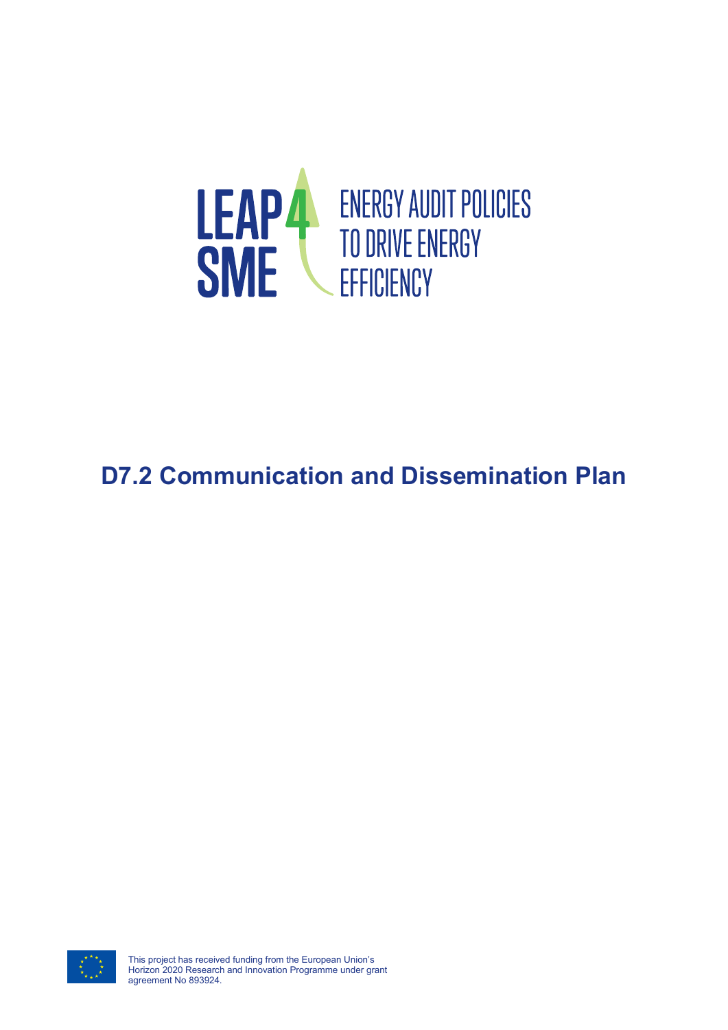LEAP4SME

ENERGY AUDIT POLICIES TO DRIVE ENERGY EFFICIENCY

# D7.2 Communication and Dissemination Plan

This project has received funding from the European Union's Horizon 2020 Research and Innovation Programme under grant agreement No 893924.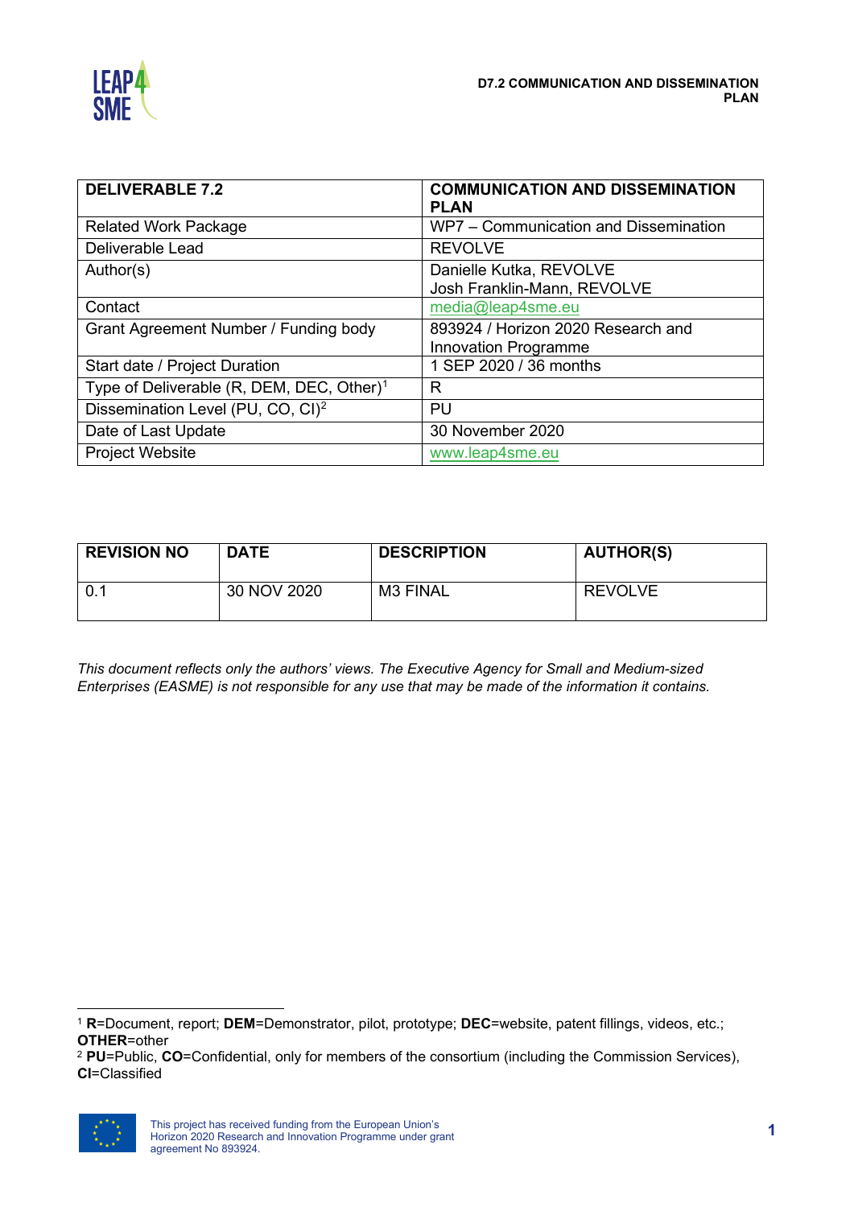| DELIVERABLE 7.2 | COMMUNICATION AND DISSEMINATION PLAN |
|---|---|
| Related Work Package | WP7 – Communication and Dissemination |
| Deliverable Lead | REVOLVE |
| Author(s) | Danielle Kutka, REVOLVE<br>Josh Franklin-Mann, REVOLVE |
| Contact | media@leap4sme.eu |
| Grant Agreement Number / Funding body | 893924 / Horizon 2020 Research and Innovation Programme |
| Start date / Project Duration | 1 SEP 2020 / 36 months |
| Type of Deliverable (R, DEM, DEC, Other)[1] | R |
| Dissemination Level (PU, CO, CI)[2] | PU |
| Date of Last Update | 30 November 2020 |
| Project Website | www.leap4sme.eu |

| REVISION NO | DATE | DESCRIPTION | AUTHOR(S) |
|---|---|---|---|
| 0.1 | 30 NOV 2020 | M3 FINAL | REVOLVE |

*This document reflects only the authors' views. The Executive Agency for Small and Medium-sized Enterprises (EASME) is not responsible for any use that may be made of the information it contains.*

[1] **R**=Document, report; **DEM**=Demonstrator, pilot, prototype; **DEC**=website, patent fillings, videos, etc.; **OTHER**=other

[2] **PU**=Public, **CO**=Confidential, only for members of the consortium (including the Commission Services), **CI**=Classified

This project has received funding from the European Union's Horizon 2020 Research and Innovation Programme under grant agreement No 893924.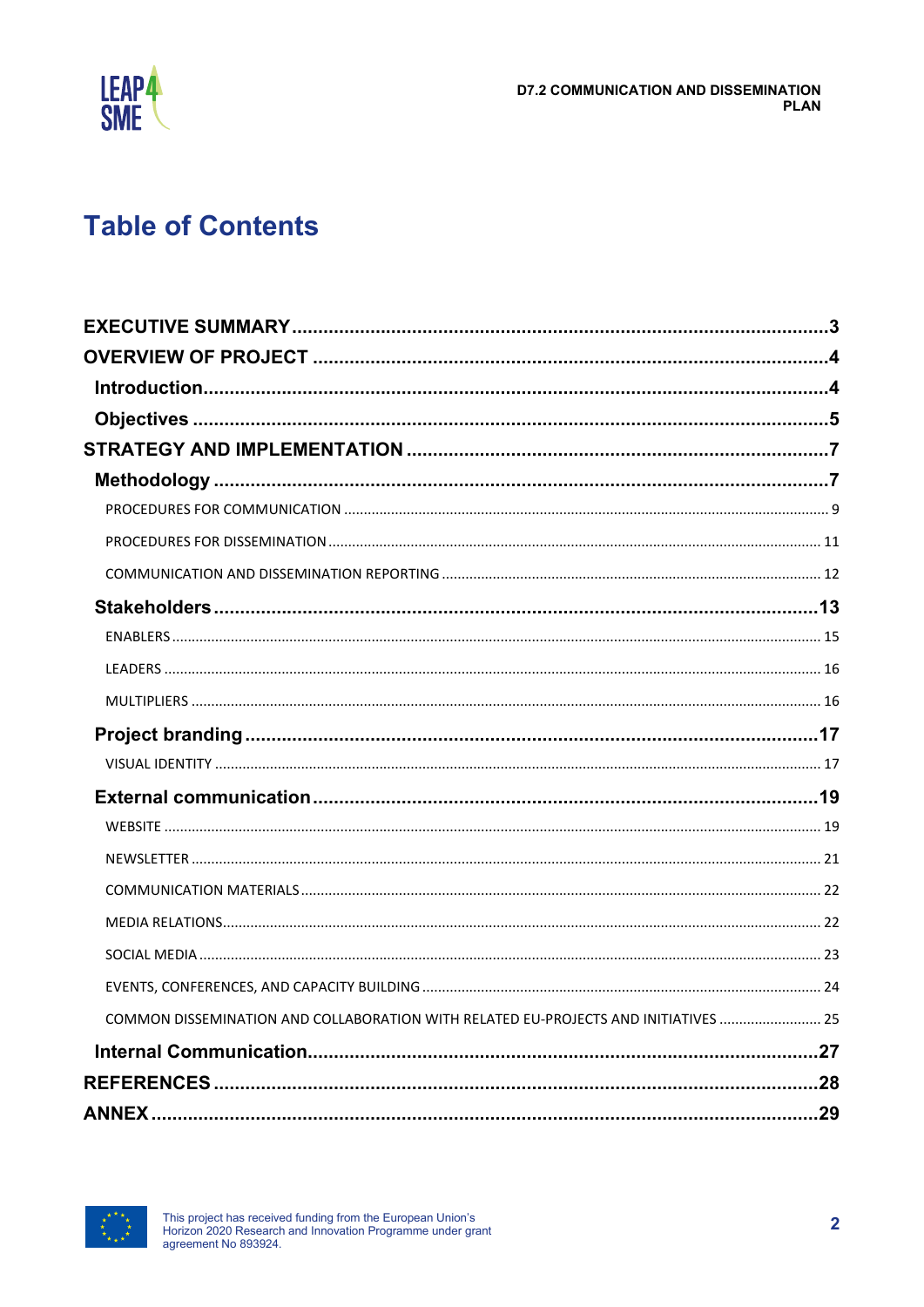# Table of Contents

EXECUTIVE SUMMARY ..... 3

OVERVIEW OF PROJECT ..... 4

- Introduction ..... 4
- Objectives ..... 5

STRATEGY AND IMPLEMENTATION ..... 7

- Methodology ..... 7
  - PROCEDURES FOR COMMUNICATION ..... 9
  - PROCEDURES FOR DISSEMINATION ..... 11
  - COMMUNICATION AND DISSEMINATION REPORTING ..... 12
- Stakeholders ..... 13
  - ENABLERS ..... 15
  - LEADERS ..... 16
  - MULTIPLIERS ..... 16
- Project branding ..... 17
  - VISUAL IDENTITY ..... 17
- External communication ..... 19
  - WEBSITE ..... 19
  - NEWSLETTER ..... 21
  - COMMUNICATION MATERIALS ..... 22
  - MEDIA RELATIONS ..... 22
  - SOCIAL MEDIA ..... 23
  - EVENTS, CONFERENCES, AND CAPACITY BUILDING ..... 24
  - COMMON DISSEMINATION AND COLLABORATION WITH RELATED EU-PROJECTS AND INITIATIVES ..... 25
- Internal Communication ..... 27

REFERENCES ..... 28

ANNEX ..... 29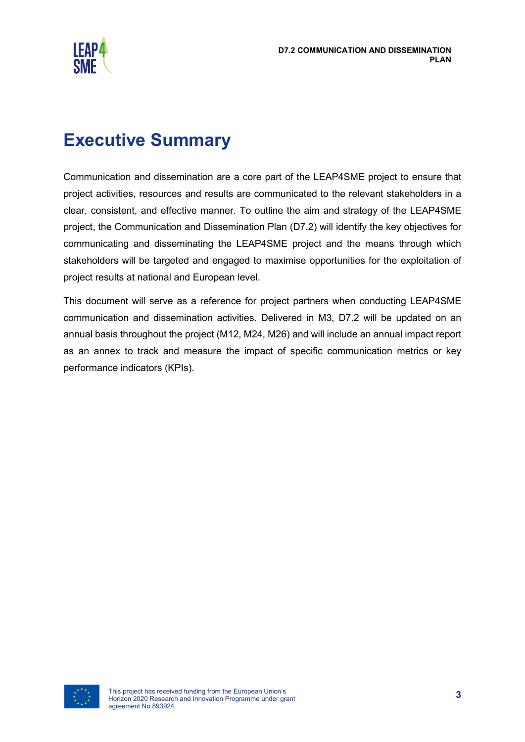# Executive Summary

Communication and dissemination are a core part of the LEAP4SME project to ensure that project activities, resources and results are communicated to the relevant stakeholders in a clear, consistent, and effective manner. To outline the aim and strategy of the LEAP4SME project, the Communication and Dissemination Plan (D7.2) will identify the key objectives for communicating and disseminating the LEAP4SME project and the means through which stakeholders will be targeted and engaged to maximise opportunities for the exploitation of project results at national and European level.

This document will serve as a reference for project partners when conducting LEAP4SME communication and dissemination activities. Delivered in M3, D7.2 will be updated on an annual basis throughout the project (M12, M24, M26) and will include an annual impact report as an annex to track and measure the impact of specific communication metrics or key performance indicators (KPIs).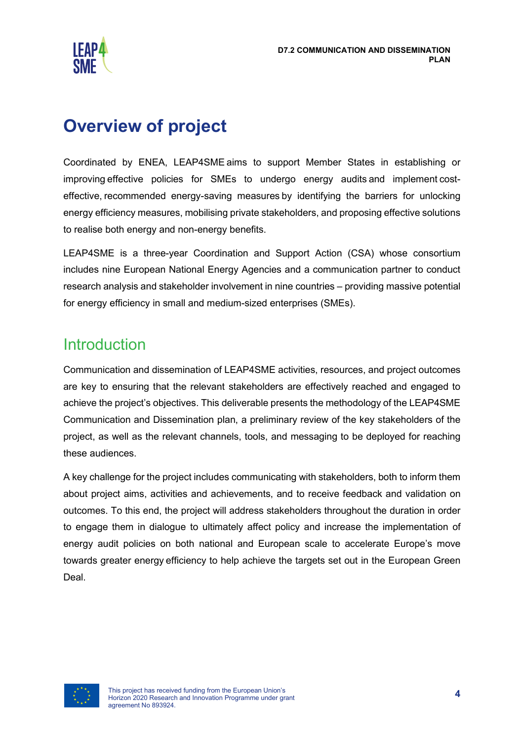# Overview of project

Coordinated by ENEA, LEAP4SME aims to support Member States in establishing or improving effective policies for SMEs to undergo energy audits and implement cost-effective, recommended energy-saving measures by identifying the barriers for unlocking energy efficiency measures, mobilising private stakeholders, and proposing effective solutions to realise both energy and non-energy benefits.

LEAP4SME is a three-year Coordination and Support Action (CSA) whose consortium includes nine European National Energy Agencies and a communication partner to conduct research analysis and stakeholder involvement in nine countries – providing massive potential for energy efficiency in small and medium-sized enterprises (SMEs).

## Introduction

Communication and dissemination of LEAP4SME activities, resources, and project outcomes are key to ensuring that the relevant stakeholders are effectively reached and engaged to achieve the project's objectives. This deliverable presents the methodology of the LEAP4SME Communication and Dissemination plan, a preliminary review of the key stakeholders of the project, as well as the relevant channels, tools, and messaging to be deployed for reaching these audiences.

A key challenge for the project includes communicating with stakeholders, both to inform them about project aims, activities and achievements, and to receive feedback and validation on outcomes. To this end, the project will address stakeholders throughout the duration in order to engage them in dialogue to ultimately affect policy and increase the implementation of energy audit policies on both national and European scale to accelerate Europe's move towards greater energy efficiency to help achieve the targets set out in the European Green Deal.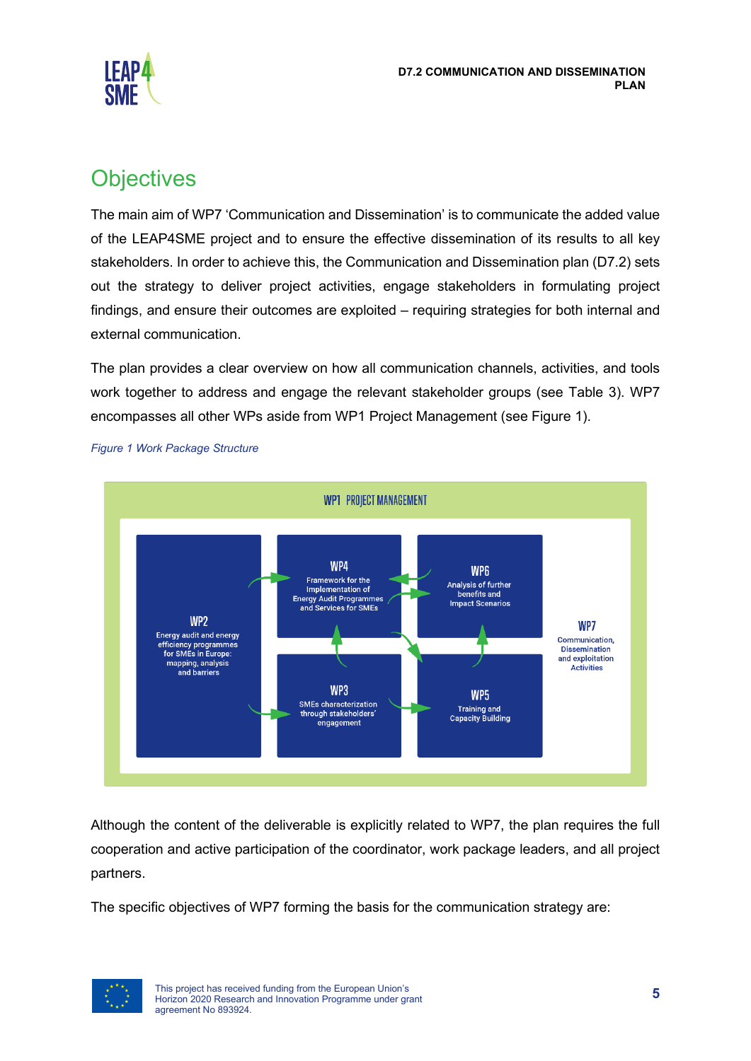## Objectives

The main aim of WP7 'Communication and Dissemination' is to communicate the added value of the LEAP4SME project and to ensure the effective dissemination of its results to all key stakeholders. In order to achieve this, the Communication and Dissemination plan (D7.2) sets out the strategy to deliver project activities, engage stakeholders in formulating project findings, and ensure their outcomes are exploited – requiring strategies for both internal and external communication.

The plan provides a clear overview on how all communication channels, activities, and tools work together to address and engage the relevant stakeholder groups (see Table 3). WP7 encompasses all other WPs aside from WP1 Project Management (see Figure 1).

*Figure 1 Work Package Structure*

Although the content of the deliverable is explicitly related to WP7, the plan requires the full cooperation and active participation of the coordinator, work package leaders, and all project partners.

The specific objectives of WP7 forming the basis for the communication strategy are: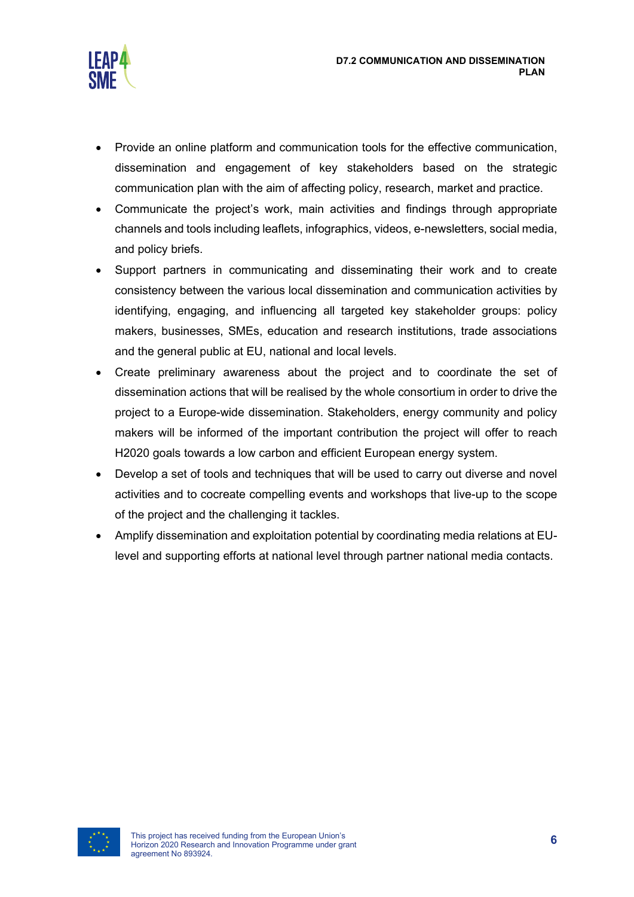- Provide an online platform and communication tools for the effective communication, dissemination and engagement of key stakeholders based on the strategic communication plan with the aim of affecting policy, research, market and practice.
- Communicate the project's work, main activities and findings through appropriate channels and tools including leaflets, infographics, videos, e-newsletters, social media, and policy briefs.
- Support partners in communicating and disseminating their work and to create consistency between the various local dissemination and communication activities by identifying, engaging, and influencing all targeted key stakeholder groups: policy makers, businesses, SMEs, education and research institutions, trade associations and the general public at EU, national and local levels.
- Create preliminary awareness about the project and to coordinate the set of dissemination actions that will be realised by the whole consortium in order to drive the project to a Europe-wide dissemination. Stakeholders, energy community and policy makers will be informed of the important contribution the project will offer to reach H2020 goals towards a low carbon and efficient European energy system.
- Develop a set of tools and techniques that will be used to carry out diverse and novel activities and to cocreate compelling events and workshops that live-up to the scope of the project and the challenging it tackles.
- Amplify dissemination and exploitation potential by coordinating media relations at EU-level and supporting efforts at national level through partner national media contacts.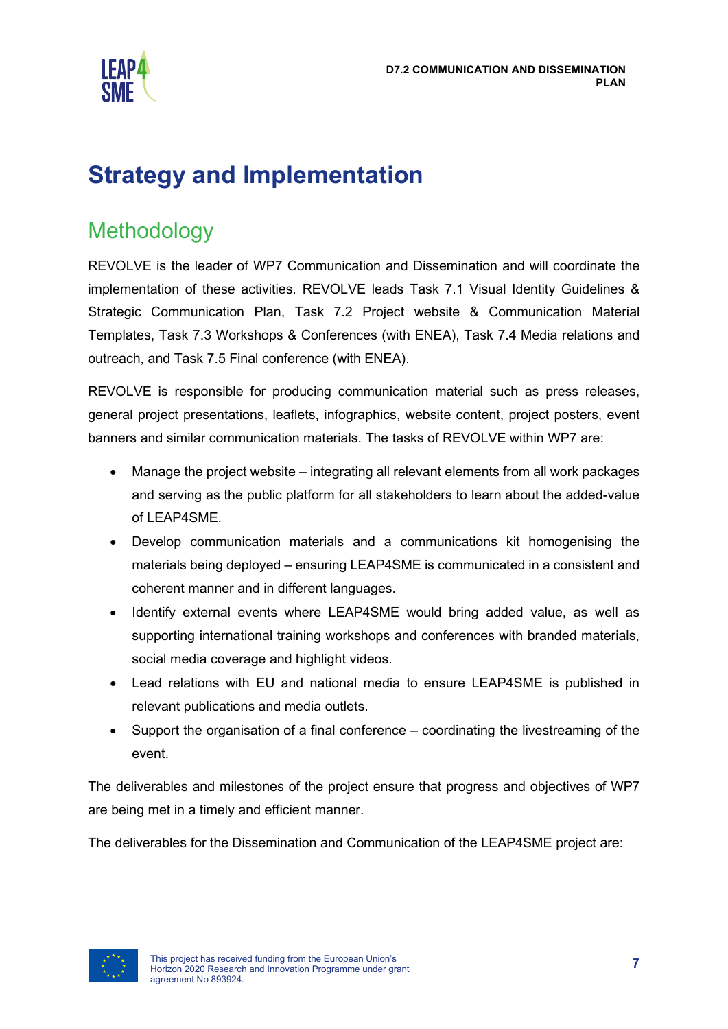# Strategy and Implementation

## Methodology

REVOLVE is the leader of WP7 Communication and Dissemination and will coordinate the implementation of these activities. REVOLVE leads Task 7.1 Visual Identity Guidelines & Strategic Communication Plan, Task 7.2 Project website & Communication Material Templates, Task 7.3 Workshops & Conferences (with ENEA), Task 7.4 Media relations and outreach, and Task 7.5 Final conference (with ENEA).

REVOLVE is responsible for producing communication material such as press releases, general project presentations, leaflets, infographics, website content, project posters, event banners and similar communication materials. The tasks of REVOLVE within WP7 are:

- Manage the project website – integrating all relevant elements from all work packages and serving as the public platform for all stakeholders to learn about the added-value of LEAP4SME.
- Develop communication materials and a communications kit homogenising the materials being deployed – ensuring LEAP4SME is communicated in a consistent and coherent manner and in different languages.
- Identify external events where LEAP4SME would bring added value, as well as supporting international training workshops and conferences with branded materials, social media coverage and highlight videos.
- Lead relations with EU and national media to ensure LEAP4SME is published in relevant publications and media outlets.
- Support the organisation of a final conference – coordinating the livestreaming of the event.

The deliverables and milestones of the project ensure that progress and objectives of WP7 are being met in a timely and efficient manner.

The deliverables for the Dissemination and Communication of the LEAP4SME project are: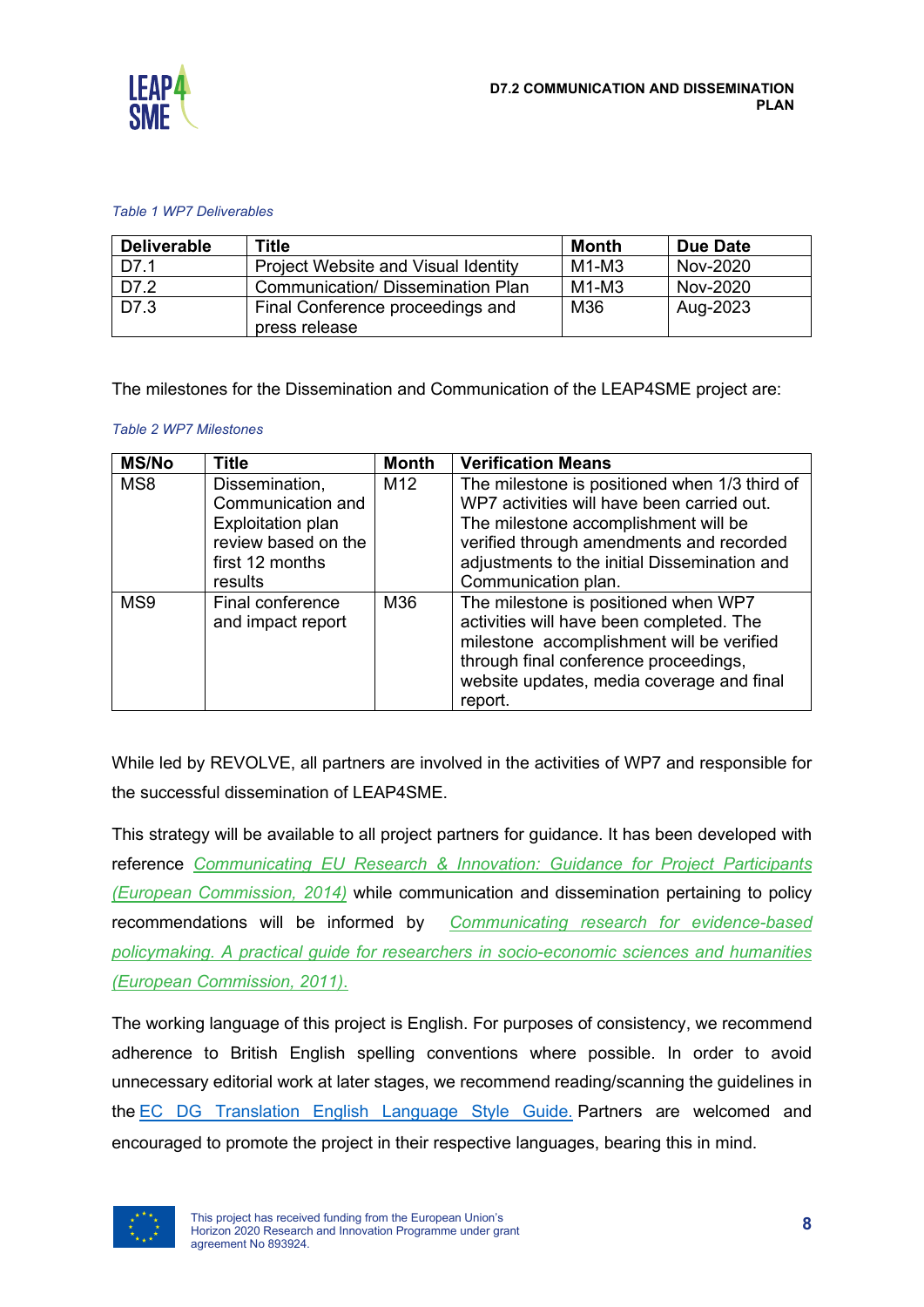*Table 1 WP7 Deliverables*

| Deliverable | Title | Month | Due Date |
|---|---|---|---|
| D7.1 | Project Website and Visual Identity | M1-M3 | Nov-2020 |
| D7.2 | Communication/ Dissemination Plan | M1-M3 | Nov-2020 |
| D7.3 | Final Conference proceedings and press release | M36 | Aug-2023 |

The milestones for the Dissemination and Communication of the LEAP4SME project are:

*Table 2 WP7 Milestones*

| MS/No | Title | Month | Verification Means |
|---|---|---|---|
| MS8 | Dissemination, Communication and Exploitation plan review based on the first 12 months results | M12 | The milestone is positioned when 1/3 third of WP7 activities will have been carried out. The milestone accomplishment will be verified through amendments and recorded adjustments to the initial Dissemination and Communication plan. |
| MS9 | Final conference and impact report | M36 | The milestone is positioned when WP7 activities will have been completed. The milestone accomplishment will be verified through final conference proceedings, website updates, media coverage and final report. |

While led by REVOLVE, all partners are involved in the activities of WP7 and responsible for the successful dissemination of LEAP4SME.

This strategy will be available to all project partners for guidance. It has been developed with reference *Communicating EU Research & Innovation: Guidance for Project Participants (European Commission, 2014)* while communication and dissemination pertaining to policy recommendations will be informed by *Communicating research for evidence-based policymaking. A practical guide for researchers in socio-economic sciences and humanities (European Commission, 2011).*

The working language of this project is English. For purposes of consistency, we recommend adherence to British English spelling conventions where possible. In order to avoid unnecessary editorial work at later stages, we recommend reading/scanning the guidelines in the EC DG Translation English Language Style Guide. Partners are welcomed and encouraged to promote the project in their respective languages, bearing this in mind.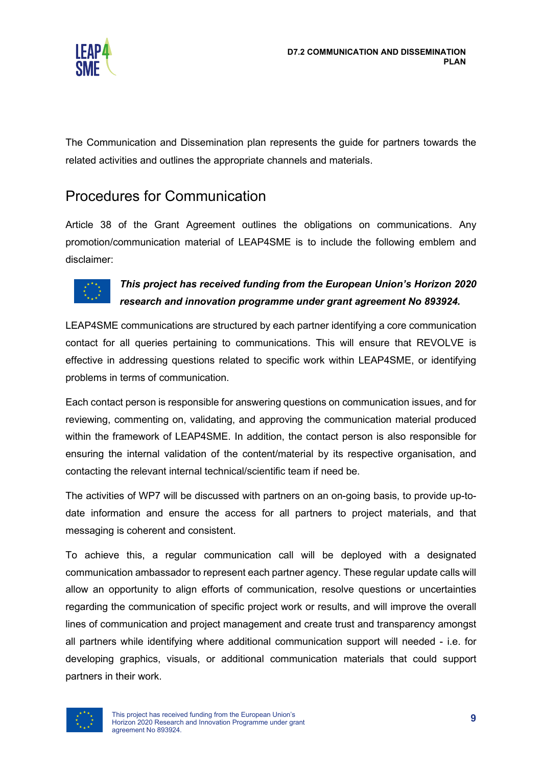The Communication and Dissemination plan represents the guide for partners towards the related activities and outlines the appropriate channels and materials.

## Procedures for Communication

Article 38 of the Grant Agreement outlines the obligations on communications. Any promotion/communication material of LEAP4SME is to include the following emblem and disclaimer:

***This project has received funding from the European Union's Horizon 2020 research and innovation programme under grant agreement No 893924.***

LEAP4SME communications are structured by each partner identifying a core communication contact for all queries pertaining to communications. This will ensure that REVOLVE is effective in addressing questions related to specific work within LEAP4SME, or identifying problems in terms of communication.

Each contact person is responsible for answering questions on communication issues, and for reviewing, commenting on, validating, and approving the communication material produced within the framework of LEAP4SME. In addition, the contact person is also responsible for ensuring the internal validation of the content/material by its respective organisation, and contacting the relevant internal technical/scientific team if need be.

The activities of WP7 will be discussed with partners on an on-going basis, to provide up-to-date information and ensure the access for all partners to project materials, and that messaging is coherent and consistent.

To achieve this, a regular communication call will be deployed with a designated communication ambassador to represent each partner agency. These regular update calls will allow an opportunity to align efforts of communication, resolve questions or uncertainties regarding the communication of specific project work or results, and will improve the overall lines of communication and project management and create trust and transparency amongst all partners while identifying where additional communication support will needed - i.e. for developing graphics, visuals, or additional communication materials that could support partners in their work.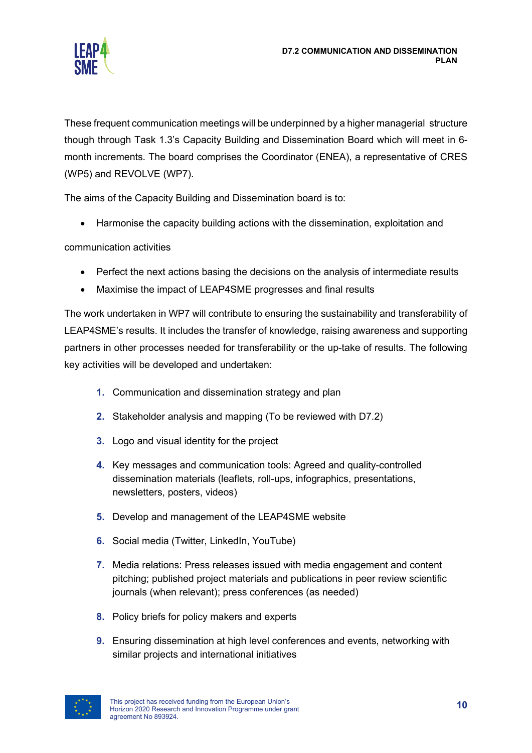These frequent communication meetings will be underpinned by a higher managerial structure though through Task 1.3's Capacity Building and Dissemination Board which will meet in 6-month increments. The board comprises the Coordinator (ENEA), a representative of CRES (WP5) and REVOLVE (WP7).

The aims of the Capacity Building and Dissemination board is to:

- Harmonise the capacity building actions with the dissemination, exploitation and

communication activities

- Perfect the next actions basing the decisions on the analysis of intermediate results
- Maximise the impact of LEAP4SME progresses and final results

The work undertaken in WP7 will contribute to ensuring the sustainability and transferability of LEAP4SME's results. It includes the transfer of knowledge, raising awareness and supporting partners in other processes needed for transferability or the up-take of results. The following key activities will be developed and undertaken:

1. Communication and dissemination strategy and plan
2. Stakeholder analysis and mapping (To be reviewed with D7.2)
3. Logo and visual identity for the project
4. Key messages and communication tools: Agreed and quality-controlled dissemination materials (leaflets, roll-ups, infographics, presentations, newsletters, posters, videos)
5. Develop and management of the LEAP4SME website
6. Social media (Twitter, LinkedIn, YouTube)
7. Media relations: Press releases issued with media engagement and content pitching; published project materials and publications in peer review scientific journals (when relevant); press conferences (as needed)
8. Policy briefs for policy makers and experts
9. Ensuring dissemination at high level conferences and events, networking with similar projects and international initiatives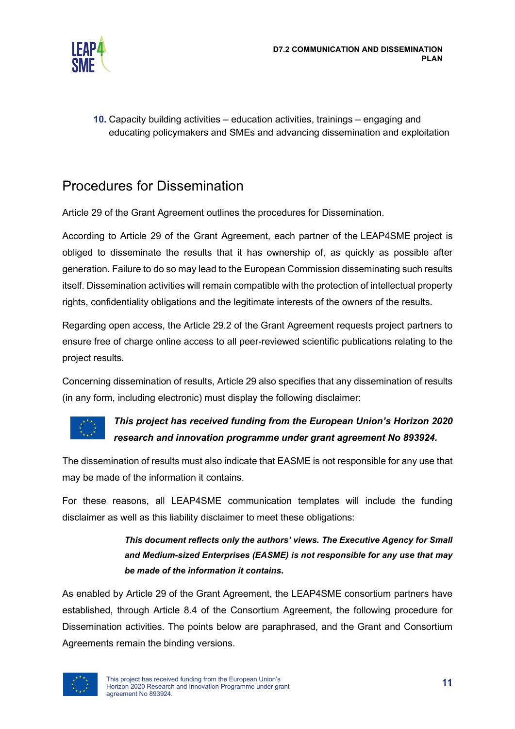10. Capacity building activities – education activities, trainings – engaging and educating policymakers and SMEs and advancing dissemination and exploitation

## Procedures for Dissemination

Article 29 of the Grant Agreement outlines the procedures for Dissemination.

According to Article 29 of the Grant Agreement, each partner of the LEAP4SME project is obliged to disseminate the results that it has ownership of, as quickly as possible after generation. Failure to do so may lead to the European Commission disseminating such results itself. Dissemination activities will remain compatible with the protection of intellectual property rights, confidentiality obligations and the legitimate interests of the owners of the results.

Regarding open access, the Article 29.2 of the Grant Agreement requests project partners to ensure free of charge online access to all peer-reviewed scientific publications relating to the project results.

Concerning dissemination of results, Article 29 also specifies that any dissemination of results (in any form, including electronic) must display the following disclaimer:

***This project has received funding from the European Union's Horizon 2020 research and innovation programme under grant agreement No 893924.***

The dissemination of results must also indicate that EASME is not responsible for any use that may be made of the information it contains.

For these reasons, all LEAP4SME communication templates will include the funding disclaimer as well as this liability disclaimer to meet these obligations:

> ***This document reflects only the authors' views. The Executive Agency for Small and Medium-sized Enterprises (EASME) is not responsible for any use that may be made of the information it contains.***

As enabled by Article 29 of the Grant Agreement, the LEAP4SME consortium partners have established, through Article 8.4 of the Consortium Agreement, the following procedure for Dissemination activities. The points below are paraphrased, and the Grant and Consortium Agreements remain the binding versions.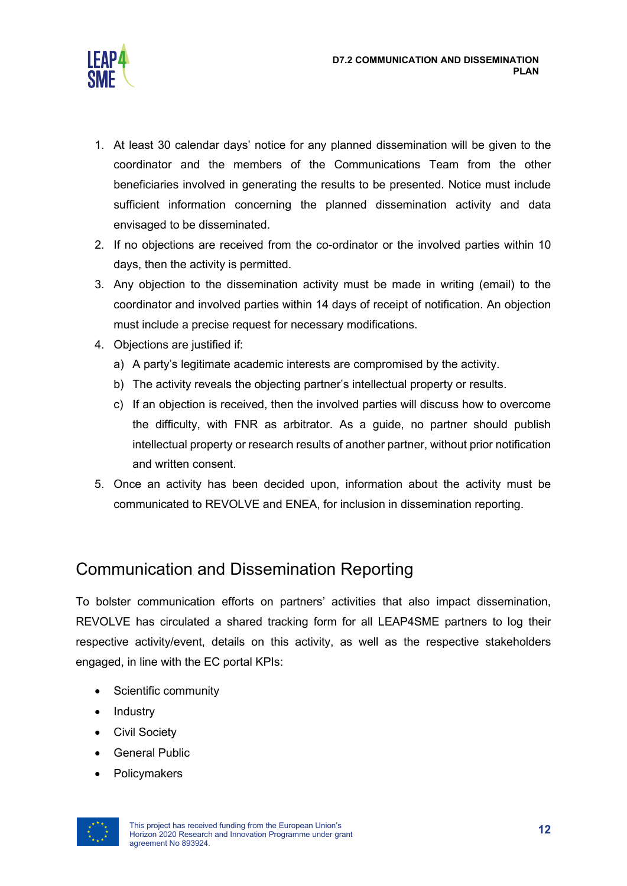1. At least 30 calendar days' notice for any planned dissemination will be given to the coordinator and the members of the Communications Team from the other beneficiaries involved in generating the results to be presented. Notice must include sufficient information concerning the planned dissemination activity and data envisaged to be disseminated.
2. If no objections are received from the co-ordinator or the involved parties within 10 days, then the activity is permitted.
3. Any objection to the dissemination activity must be made in writing (email) to the coordinator and involved parties within 14 days of receipt of notification. An objection must include a precise request for necessary modifications.
4. Objections are justified if:
   a) A party's legitimate academic interests are compromised by the activity.
   b) The activity reveals the objecting partner's intellectual property or results.
   c) If an objection is received, then the involved parties will discuss how to overcome the difficulty, with FNR as arbitrator. As a guide, no partner should publish intellectual property or research results of another partner, without prior notification and written consent.
5. Once an activity has been decided upon, information about the activity must be communicated to REVOLVE and ENEA, for inclusion in dissemination reporting.

## Communication and Dissemination Reporting

To bolster communication efforts on partners' activities that also impact dissemination, REVOLVE has circulated a shared tracking form for all LEAP4SME partners to log their respective activity/event, details on this activity, as well as the respective stakeholders engaged, in line with the EC portal KPIs:

- Scientific community
- Industry
- Civil Society
- General Public
- Policymakers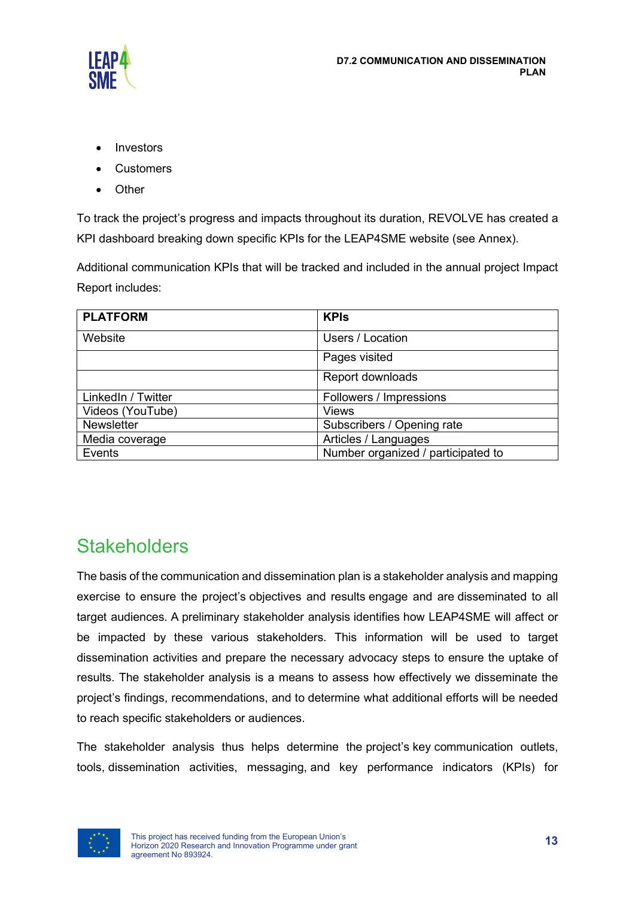- Investors
- Customers
- Other

To track the project's progress and impacts throughout its duration, REVOLVE has created a KPI dashboard breaking down specific KPIs for the LEAP4SME website (see Annex).

Additional communication KPIs that will be tracked and included in the annual project Impact Report includes:

| PLATFORM | KPIs |
| --- | --- |
| Website | Users / Location |
| | Pages visited |
| | Report downloads |
| LinkedIn / Twitter | Followers / Impressions |
| Videos (YouTube) | Views |
| Newsletter | Subscribers / Opening rate |
| Media coverage | Articles / Languages |
| Events | Number organized / participated to |

## Stakeholders

The basis of the communication and dissemination plan is a stakeholder analysis and mapping exercise to ensure the project's objectives and results engage and are disseminated to all target audiences. A preliminary stakeholder analysis identifies how LEAP4SME will affect or be impacted by these various stakeholders. This information will be used to target dissemination activities and prepare the necessary advocacy steps to ensure the uptake of results. The stakeholder analysis is a means to assess how effectively we disseminate the project's findings, recommendations, and to determine what additional efforts will be needed to reach specific stakeholders or audiences.

The stakeholder analysis thus helps determine the project's key communication outlets, tools, dissemination activities, messaging, and key performance indicators (KPIs) for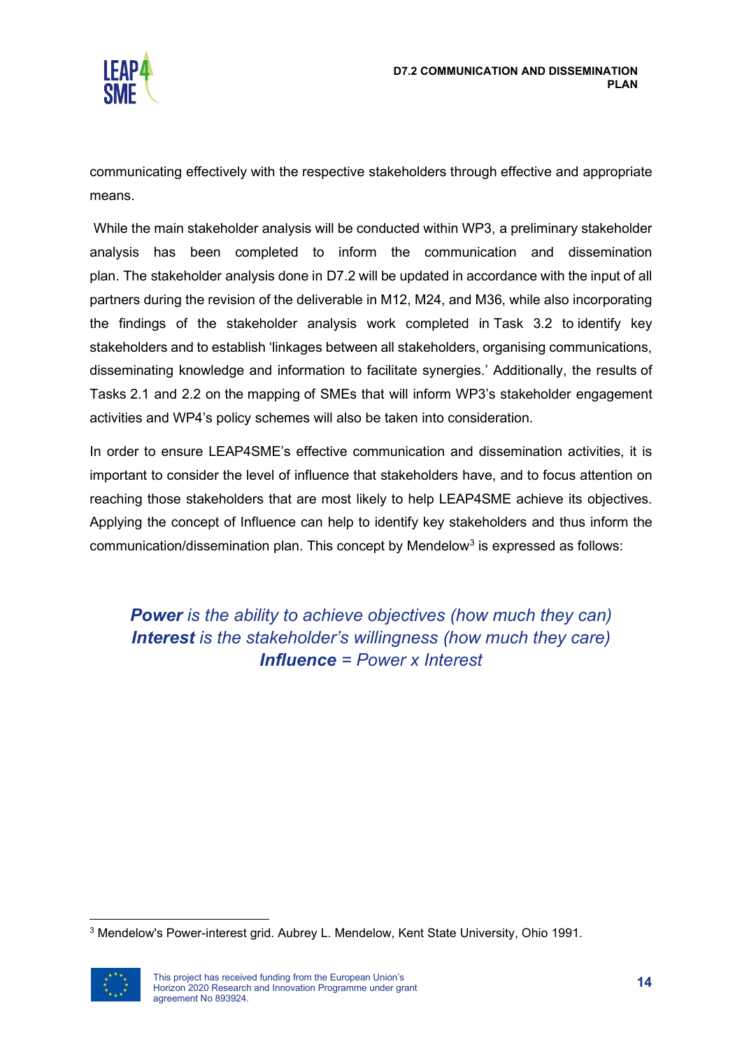communicating effectively with the respective stakeholders through effective and appropriate means.

While the main stakeholder analysis will be conducted within WP3, a preliminary stakeholder analysis has been completed to inform the communication and dissemination plan. The stakeholder analysis done in D7.2 will be updated in accordance with the input of all partners during the revision of the deliverable in M12, M24, and M36, while also incorporating the findings of the stakeholder analysis work completed in Task 3.2 to identify key stakeholders and to establish 'linkages between all stakeholders, organising communications, disseminating knowledge and information to facilitate synergies.' Additionally, the results of Tasks 2.1 and 2.2 on the mapping of SMEs that will inform WP3's stakeholder engagement activities and WP4's policy schemes will also be taken into consideration.

In order to ensure LEAP4SME's effective communication and dissemination activities, it is important to consider the level of influence that stakeholders have, and to focus attention on reaching those stakeholders that are most likely to help LEAP4SME achieve its objectives. Applying the concept of Influence can help to identify key stakeholders and thus inform the communication/dissemination plan. This concept by Mendelow[3] is expressed as follows:

***Power*** *is the ability to achieve objectives (how much they can)*
***Interest*** *is the stakeholder's willingness (how much they care)*
***Influence*** *= Power x Interest*

[3] Mendelow's Power-interest grid. Aubrey L. Mendelow, Kent State University, Ohio 1991.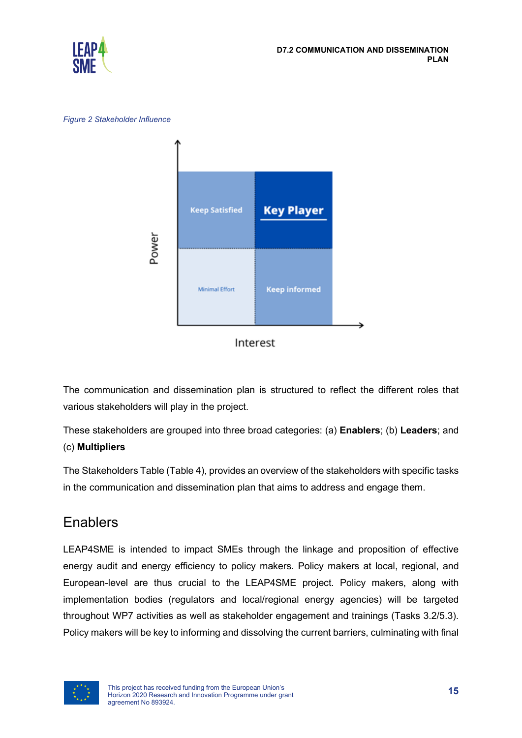*Figure 2 Stakeholder Influence*

The communication and dissemination plan is structured to reflect the different roles that various stakeholders will play in the project.

These stakeholders are grouped into three broad categories: (a) **Enablers**; (b) **Leaders**; and (c) **Multipliers**

The Stakeholders Table (Table 4), provides an overview of the stakeholders with specific tasks in the communication and dissemination plan that aims to address and engage them.

## Enablers

LEAP4SME is intended to impact SMEs through the linkage and proposition of effective energy audit and energy efficiency to policy makers. Policy makers at local, regional, and European-level are thus crucial to the LEAP4SME project. Policy makers, along with implementation bodies (regulators and local/regional energy agencies) will be targeted throughout WP7 activities as well as stakeholder engagement and trainings (Tasks 3.2/5.3). Policy makers will be key to informing and dissolving the current barriers, culminating with final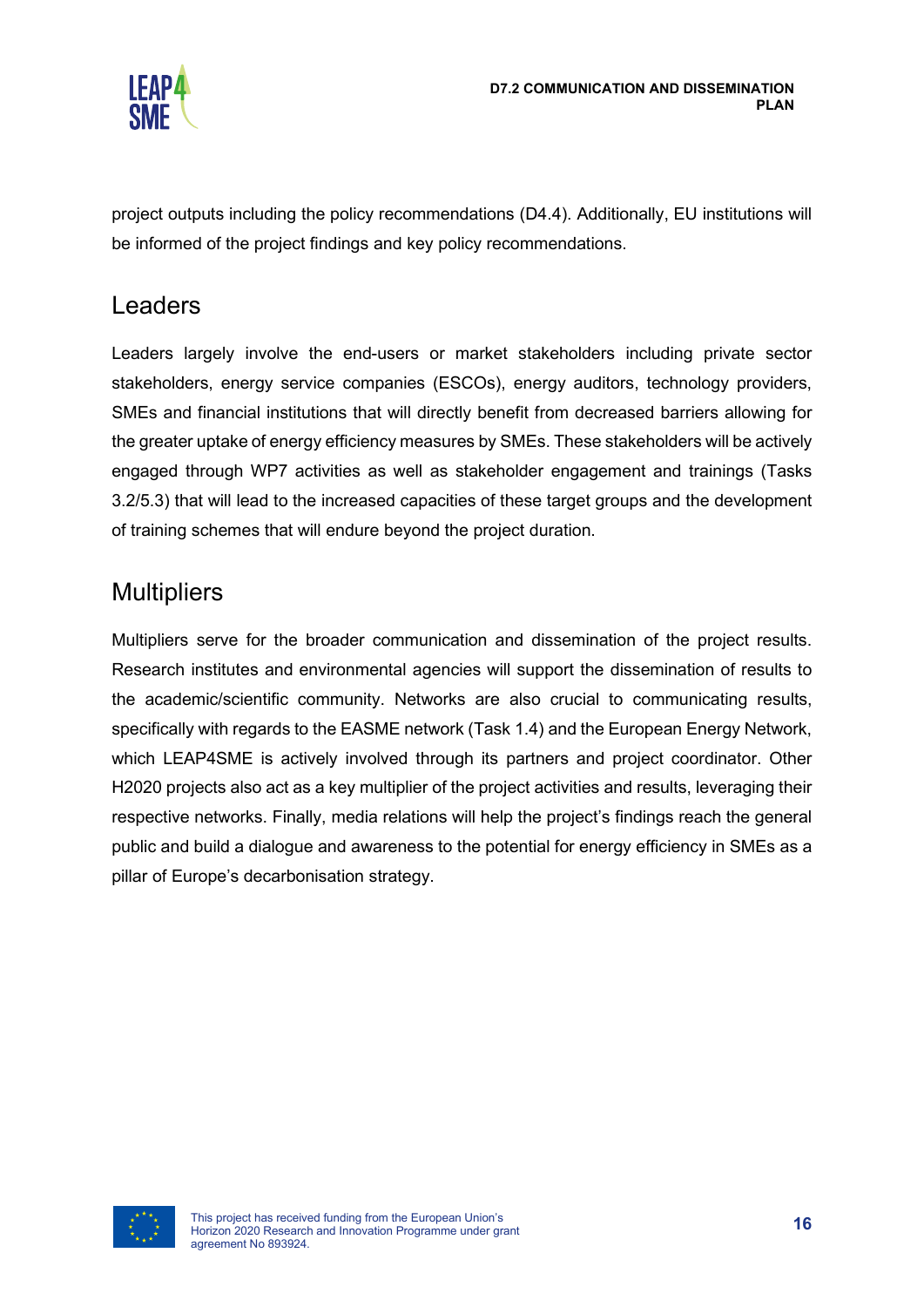project outputs including the policy recommendations (D4.4). Additionally, EU institutions will be informed of the project findings and key policy recommendations.

## Leaders

Leaders largely involve the end-users or market stakeholders including private sector stakeholders, energy service companies (ESCOs), energy auditors, technology providers, SMEs and financial institutions that will directly benefit from decreased barriers allowing for the greater uptake of energy efficiency measures by SMEs. These stakeholders will be actively engaged through WP7 activities as well as stakeholder engagement and trainings (Tasks 3.2/5.3) that will lead to the increased capacities of these target groups and the development of training schemes that will endure beyond the project duration.

## Multipliers

Multipliers serve for the broader communication and dissemination of the project results. Research institutes and environmental agencies will support the dissemination of results to the academic/scientific community. Networks are also crucial to communicating results, specifically with regards to the EASME network (Task 1.4) and the European Energy Network, which LEAP4SME is actively involved through its partners and project coordinator. Other H2020 projects also act as a key multiplier of the project activities and results, leveraging their respective networks. Finally, media relations will help the project's findings reach the general public and build a dialogue and awareness to the potential for energy efficiency in SMEs as a pillar of Europe's decarbonisation strategy.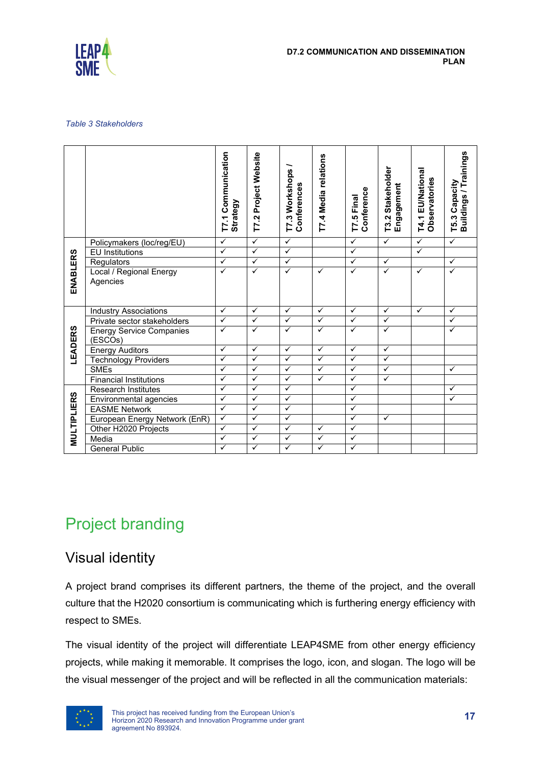*Table 3 Stakeholders*

| | | T7.1 Communication Strategy | T7.2 Project Website | T7.3 Workshops / Conferences | T7.4 Media relations | T7.5 Final Conference | T3.2 Stakeholder Engagement | T4.1 EU/National Observatories | T5.3 Capacity Buildings / Trainings |
|---|---|---|---|---|---|---|---|---|---|
| ENABLERS | Policymakers (loc/reg/EU) | ✓ | ✓ | ✓ | | ✓ | ✓ | ✓ | ✓ |
| | EU Institutions | ✓ | ✓ | ✓ | | ✓ | | ✓ | |
| | Regulators | ✓ | ✓ | ✓ | | ✓ | ✓ | | ✓ |
| | Local / Regional Energy Agencies | ✓ | ✓ | ✓ | ✓ | ✓ | ✓ | ✓ | ✓ |
| LEADERS | Industry Associations | ✓ | ✓ | ✓ | ✓ | ✓ | ✓ | ✓ | ✓ |
| | Private sector stakeholders | ✓ | ✓ | ✓ | ✓ | ✓ | ✓ | | ✓ |
| | Energy Service Companies (ESCOs) | ✓ | ✓ | ✓ | ✓ | ✓ | ✓ | | ✓ |
| | Energy Auditors | ✓ | ✓ | ✓ | ✓ | ✓ | ✓ | | |
| | Technology Providers | ✓ | ✓ | ✓ | ✓ | ✓ | ✓ | | |
| | SMEs | ✓ | ✓ | ✓ | ✓ | ✓ | ✓ | | ✓ |
| | Financial Institutions | ✓ | ✓ | ✓ | ✓ | ✓ | ✓ | | |
| MULTIPLIERS | Research Institutes | ✓ | ✓ | ✓ | | ✓ | | | ✓ |
| | Environmental agencies | ✓ | ✓ | ✓ | | ✓ | | | ✓ |
| | EASME Network | ✓ | ✓ | ✓ | | ✓ | | | |
| | European Energy Network (EnR) | ✓ | ✓ | ✓ | | ✓ | ✓ | | |
| | Other H2020 Projects | ✓ | ✓ | ✓ | ✓ | ✓ | | | |
| | Media | ✓ | ✓ | ✓ | ✓ | ✓ | | | |
| | General Public | ✓ | ✓ | ✓ | ✓ | ✓ | | | |

# Project branding

## Visual identity

A project brand comprises its different partners, the theme of the project, and the overall culture that the H2020 consortium is communicating which is furthering energy efficiency with respect to SMEs.

The visual identity of the project will differentiate LEAP4SME from other energy efficiency projects, while making it memorable. It comprises the logo, icon, and slogan. The logo will be the visual messenger of the project and will be reflected in all the communication materials: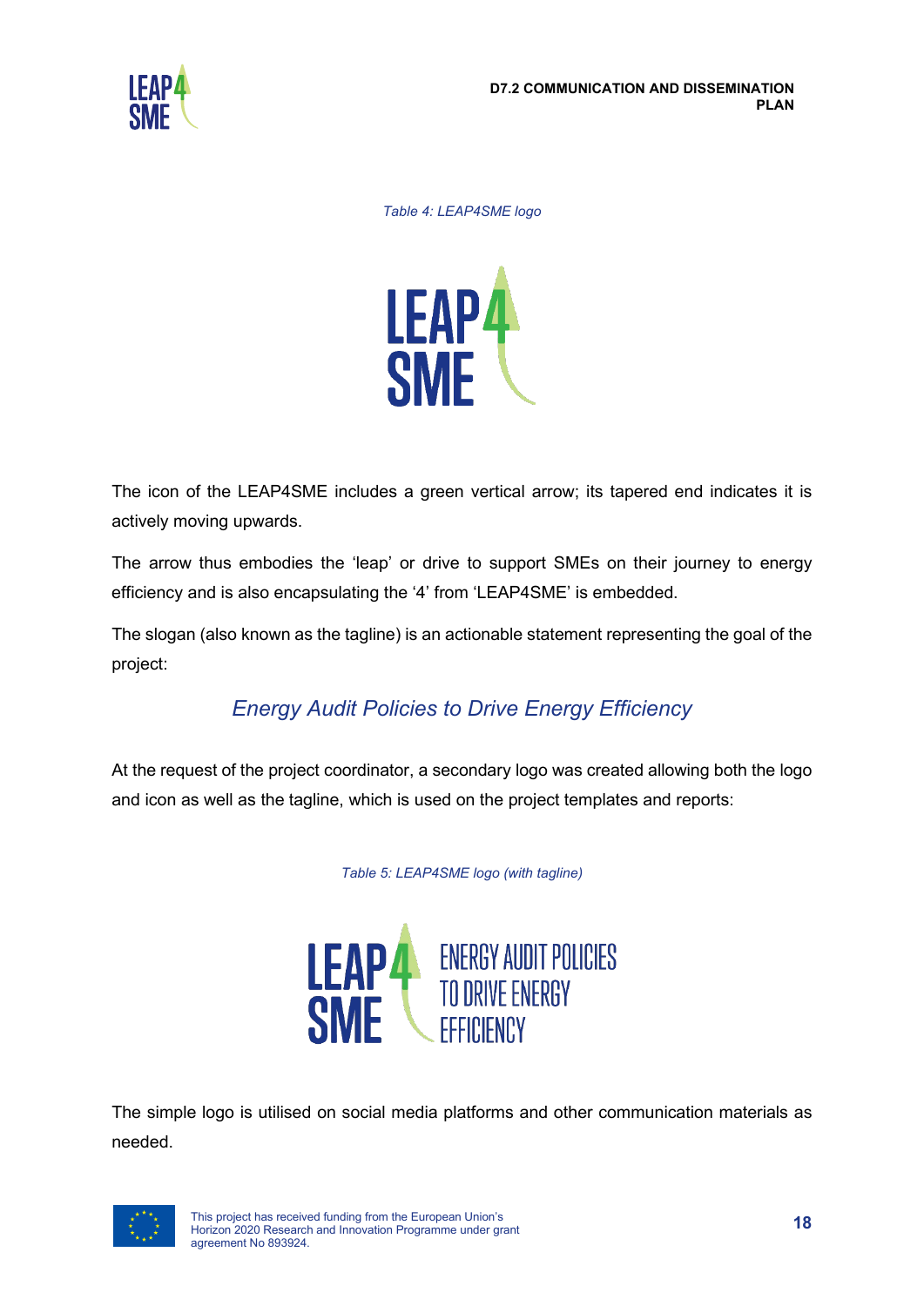*Table 4: LEAP4SME logo*

The icon of the LEAP4SME includes a green vertical arrow; its tapered end indicates it is actively moving upwards.

The arrow thus embodies the 'leap' or drive to support SMEs on their journey to energy efficiency and is also encapsulating the '4' from 'LEAP4SME' is embedded.

The slogan (also known as the tagline) is an actionable statement representing the goal of the project:

*Energy Audit Policies to Drive Energy Efficiency*

At the request of the project coordinator, a secondary logo was created allowing both the logo and icon as well as the tagline, which is used on the project templates and reports:

*Table 5: LEAP4SME logo (with tagline)*

The simple logo is utilised on social media platforms and other communication materials as needed.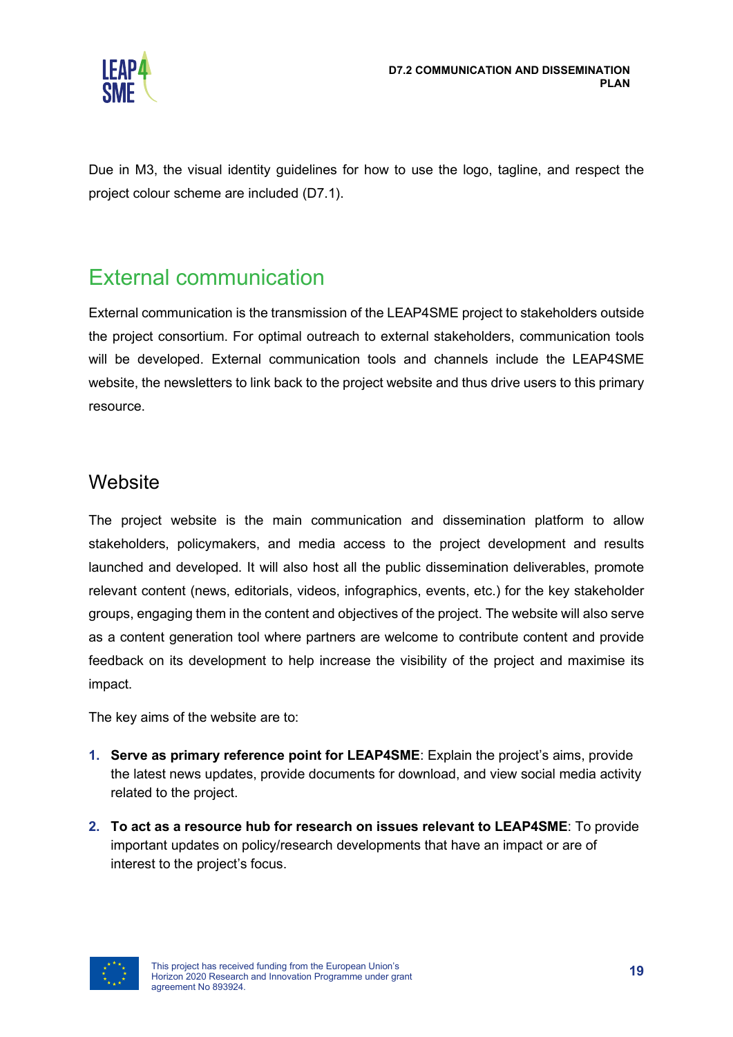Due in M3, the visual identity guidelines for how to use the logo, tagline, and respect the project colour scheme are included (D7.1).

## External communication

External communication is the transmission of the LEAP4SME project to stakeholders outside the project consortium. For optimal outreach to external stakeholders, communication tools will be developed. External communication tools and channels include the LEAP4SME website, the newsletters to link back to the project website and thus drive users to this primary resource.

### Website

The project website is the main communication and dissemination platform to allow stakeholders, policymakers, and media access to the project development and results launched and developed. It will also host all the public dissemination deliverables, promote relevant content (news, editorials, videos, infographics, events, etc.) for the key stakeholder groups, engaging them in the content and objectives of the project. The website will also serve as a content generation tool where partners are welcome to contribute content and provide feedback on its development to help increase the visibility of the project and maximise its impact.

The key aims of the website are to:

1. **Serve as primary reference point for LEAP4SME**: Explain the project's aims, provide the latest news updates, provide documents for download, and view social media activity related to the project.
2. **To act as a resource hub for research on issues relevant to LEAP4SME**: To provide important updates on policy/research developments that have an impact or are of interest to the project's focus.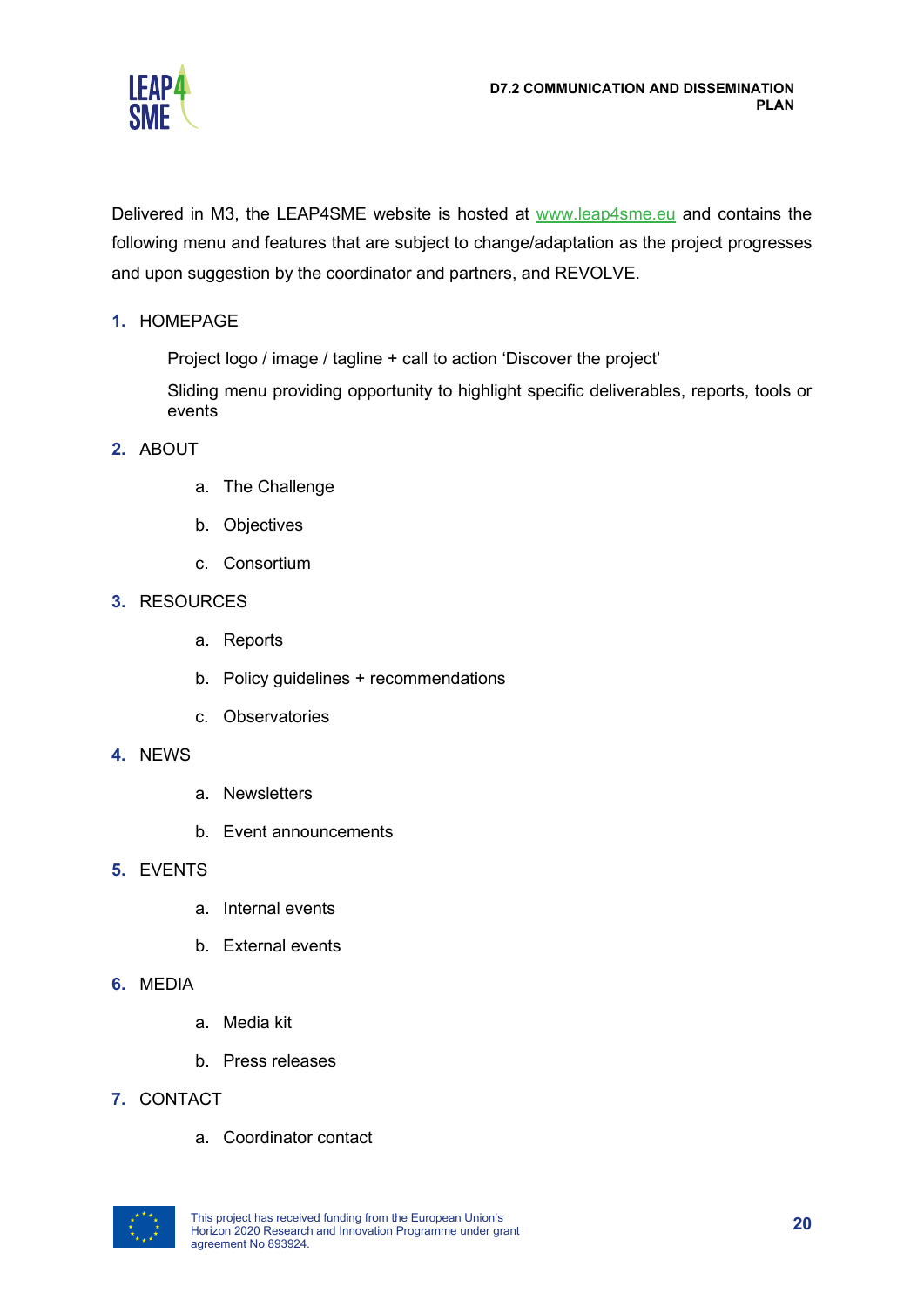Delivered in M3, the LEAP4SME website is hosted at www.leap4sme.eu and contains the following menu and features that are subject to change/adaptation as the project progresses and upon suggestion by the coordinator and partners, and REVOLVE.

1. HOMEPAGE

   Project logo / image / tagline + call to action 'Discover the project'

   Sliding menu providing opportunity to highlight specific deliverables, reports, tools or events

2. ABOUT
   a. The Challenge
   b. Objectives
   c. Consortium
3. RESOURCES
   a. Reports
   b. Policy guidelines + recommendations
   c. Observatories
4. NEWS
   a. Newsletters
   b. Event announcements
5. EVENTS
   a. Internal events
   b. External events
6. MEDIA
   a. Media kit
   b. Press releases
7. CONTACT
   a. Coordinator contact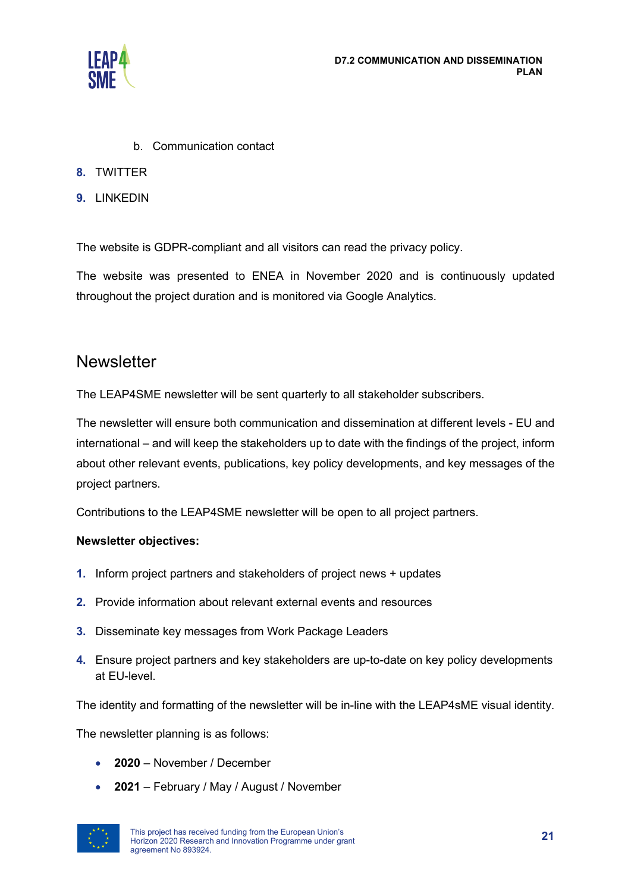b. Communication contact

8. TWITTER
9. LINKEDIN

The website is GDPR-compliant and all visitors can read the privacy policy.

The website was presented to ENEA in November 2020 and is continuously updated throughout the project duration and is monitored via Google Analytics.

## Newsletter

The LEAP4SME newsletter will be sent quarterly to all stakeholder subscribers.

The newsletter will ensure both communication and dissemination at different levels - EU and international – and will keep the stakeholders up to date with the findings of the project, inform about other relevant events, publications, key policy developments, and key messages of the project partners.

Contributions to the LEAP4SME newsletter will be open to all project partners.

**Newsletter objectives:**

1. Inform project partners and stakeholders of project news + updates
2. Provide information about relevant external events and resources
3. Disseminate key messages from Work Package Leaders
4. Ensure project partners and key stakeholders are up-to-date on key policy developments at EU-level.

The identity and formatting of the newsletter will be in-line with the LEAP4sME visual identity.

The newsletter planning is as follows:

- **2020** – November / December
- **2021** – February / May / August / November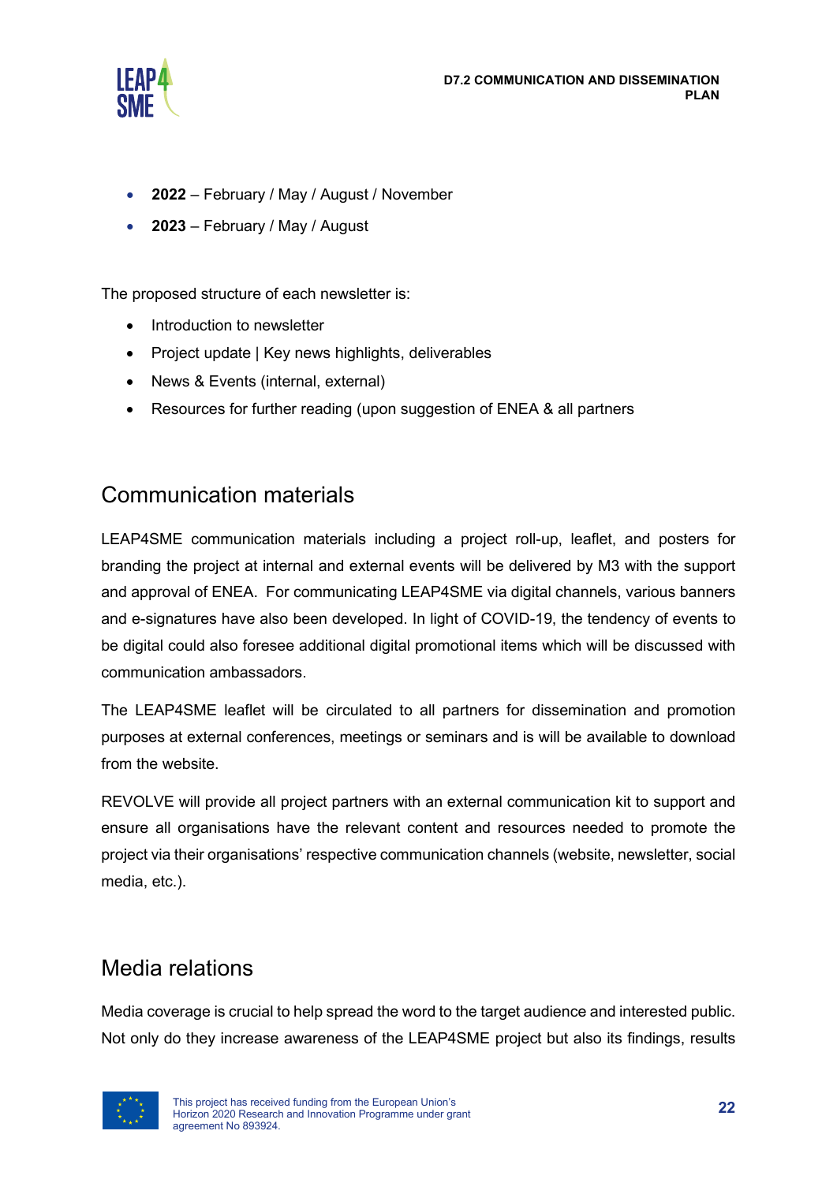- **2022** – February / May / August / November
- **2023** – February / May / August

The proposed structure of each newsletter is:

- Introduction to newsletter
- Project update | Key news highlights, deliverables
- News & Events (internal, external)
- Resources for further reading (upon suggestion of ENEA & all partners

## Communication materials

LEAP4SME communication materials including a project roll-up, leaflet, and posters for branding the project at internal and external events will be delivered by M3 with the support and approval of ENEA. For communicating LEAP4SME via digital channels, various banners and e-signatures have also been developed. In light of COVID-19, the tendency of events to be digital could also foresee additional digital promotional items which will be discussed with communication ambassadors.

The LEAP4SME leaflet will be circulated to all partners for dissemination and promotion purposes at external conferences, meetings or seminars and is will be available to download from the website.

REVOLVE will provide all project partners with an external communication kit to support and ensure all organisations have the relevant content and resources needed to promote the project via their organisations' respective communication channels (website, newsletter, social media, etc.).

## Media relations

Media coverage is crucial to help spread the word to the target audience and interested public. Not only do they increase awareness of the LEAP4SME project but also its findings, results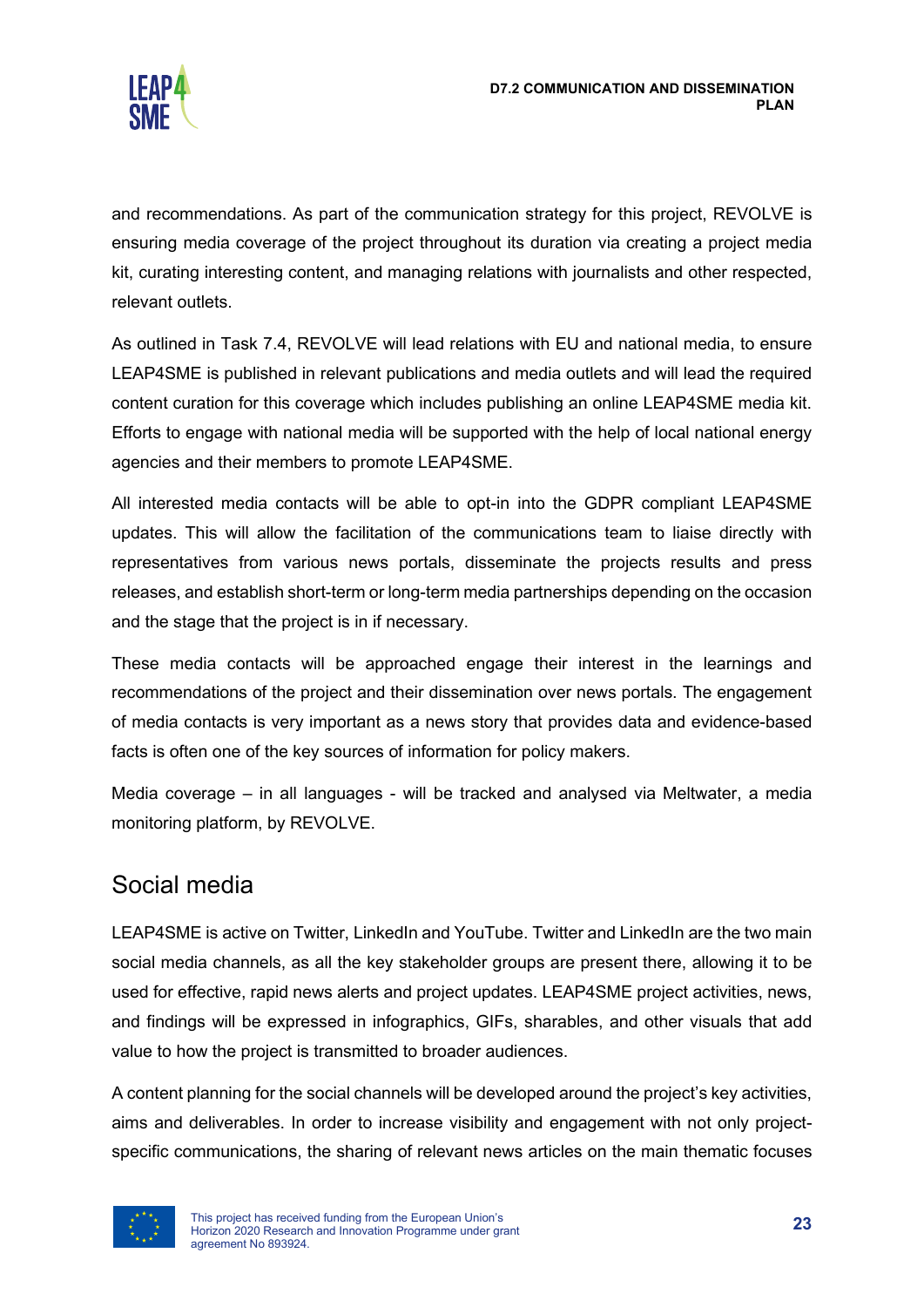and recommendations. As part of the communication strategy for this project, REVOLVE is ensuring media coverage of the project throughout its duration via creating a project media kit, curating interesting content, and managing relations with journalists and other respected, relevant outlets.

As outlined in Task 7.4, REVOLVE will lead relations with EU and national media, to ensure LEAP4SME is published in relevant publications and media outlets and will lead the required content curation for this coverage which includes publishing an online LEAP4SME media kit. Efforts to engage with national media will be supported with the help of local national energy agencies and their members to promote LEAP4SME.

All interested media contacts will be able to opt-in into the GDPR compliant LEAP4SME updates. This will allow the facilitation of the communications team to liaise directly with representatives from various news portals, disseminate the projects results and press releases, and establish short-term or long-term media partnerships depending on the occasion and the stage that the project is in if necessary.

These media contacts will be approached engage their interest in the learnings and recommendations of the project and their dissemination over news portals. The engagement of media contacts is very important as a news story that provides data and evidence-based facts is often one of the key sources of information for policy makers.

Media coverage – in all languages - will be tracked and analysed via Meltwater, a media monitoring platform, by REVOLVE.

## Social media

LEAP4SME is active on Twitter, LinkedIn and YouTube. Twitter and LinkedIn are the two main social media channels, as all the key stakeholder groups are present there, allowing it to be used for effective, rapid news alerts and project updates. LEAP4SME project activities, news, and findings will be expressed in infographics, GIFs, sharables, and other visuals that add value to how the project is transmitted to broader audiences.

A content planning for the social channels will be developed around the project's key activities, aims and deliverables. In order to increase visibility and engagement with not only project-specific communications, the sharing of relevant news articles on the main thematic focuses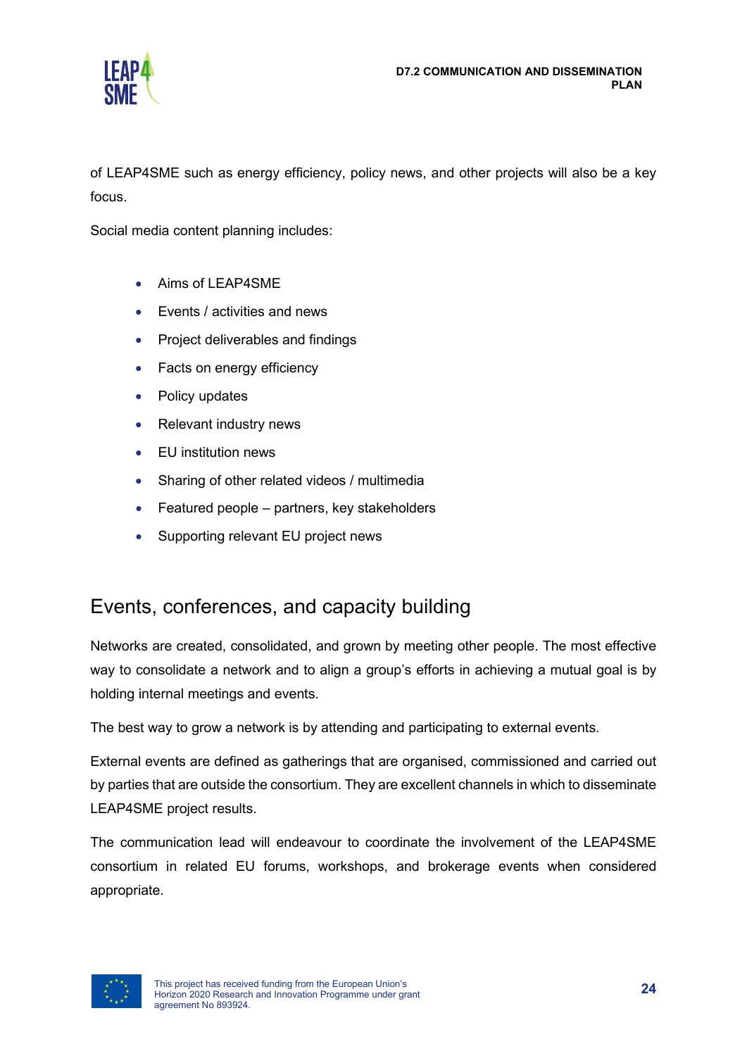of LEAP4SME such as energy efficiency, policy news, and other projects will also be a key focus.

Social media content planning includes:

- Aims of LEAP4SME
- Events / activities and news
- Project deliverables and findings
- Facts on energy efficiency
- Policy updates
- Relevant industry news
- EU institution news
- Sharing of other related videos / multimedia
- Featured people – partners, key stakeholders
- Supporting relevant EU project news

## Events, conferences, and capacity building

Networks are created, consolidated, and grown by meeting other people. The most effective way to consolidate a network and to align a group's efforts in achieving a mutual goal is by holding internal meetings and events.

The best way to grow a network is by attending and participating to external events.

External events are defined as gatherings that are organised, commissioned and carried out by parties that are outside the consortium. They are excellent channels in which to disseminate LEAP4SME project results.

The communication lead will endeavour to coordinate the involvement of the LEAP4SME consortium in related EU forums, workshops, and brokerage events when considered appropriate.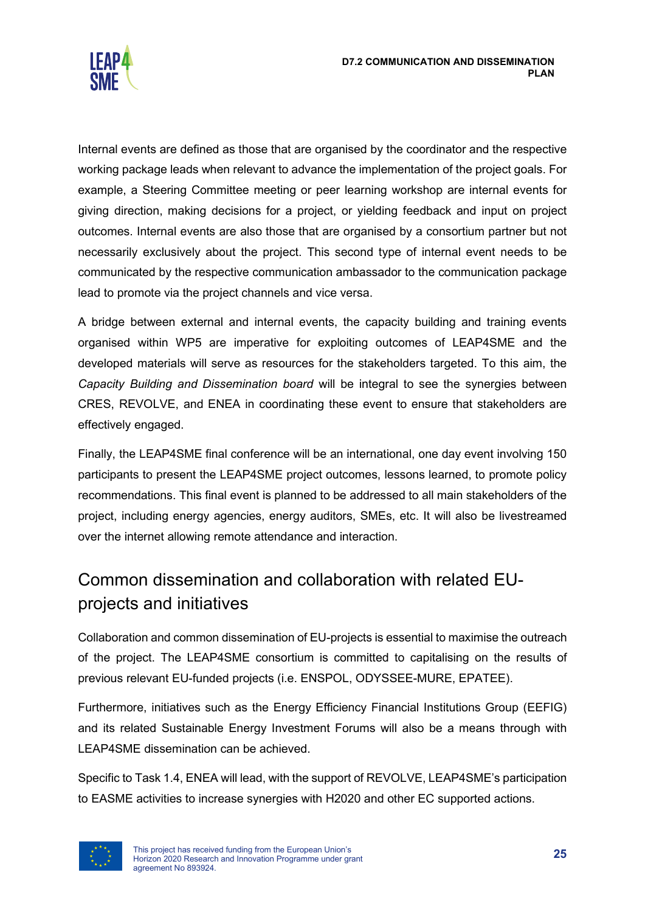Internal events are defined as those that are organised by the coordinator and the respective working package leads when relevant to advance the implementation of the project goals. For example, a Steering Committee meeting or peer learning workshop are internal events for giving direction, making decisions for a project, or yielding feedback and input on project outcomes. Internal events are also those that are organised by a consortium partner but not necessarily exclusively about the project. This second type of internal event needs to be communicated by the respective communication ambassador to the communication package lead to promote via the project channels and vice versa.

A bridge between external and internal events, the capacity building and training events organised within WP5 are imperative for exploiting outcomes of LEAP4SME and the developed materials will serve as resources for the stakeholders targeted. To this aim, the *Capacity Building and Dissemination board* will be integral to see the synergies between CRES, REVOLVE, and ENEA in coordinating these event to ensure that stakeholders are effectively engaged.

Finally, the LEAP4SME final conference will be an international, one day event involving 150 participants to present the LEAP4SME project outcomes, lessons learned, to promote policy recommendations. This final event is planned to be addressed to all main stakeholders of the project, including energy agencies, energy auditors, SMEs, etc. It will also be livestreamed over the internet allowing remote attendance and interaction.

## Common dissemination and collaboration with related EU-projects and initiatives

Collaboration and common dissemination of EU-projects is essential to maximise the outreach of the project. The LEAP4SME consortium is committed to capitalising on the results of previous relevant EU-funded projects (i.e. ENSPOL, ODYSSEE-MURE, EPATEE).

Furthermore, initiatives such as the Energy Efficiency Financial Institutions Group (EEFIG) and its related Sustainable Energy Investment Forums will also be a means through with LEAP4SME dissemination can be achieved.

Specific to Task 1.4, ENEA will lead, with the support of REVOLVE, LEAP4SME's participation to EASME activities to increase synergies with H2020 and other EC supported actions.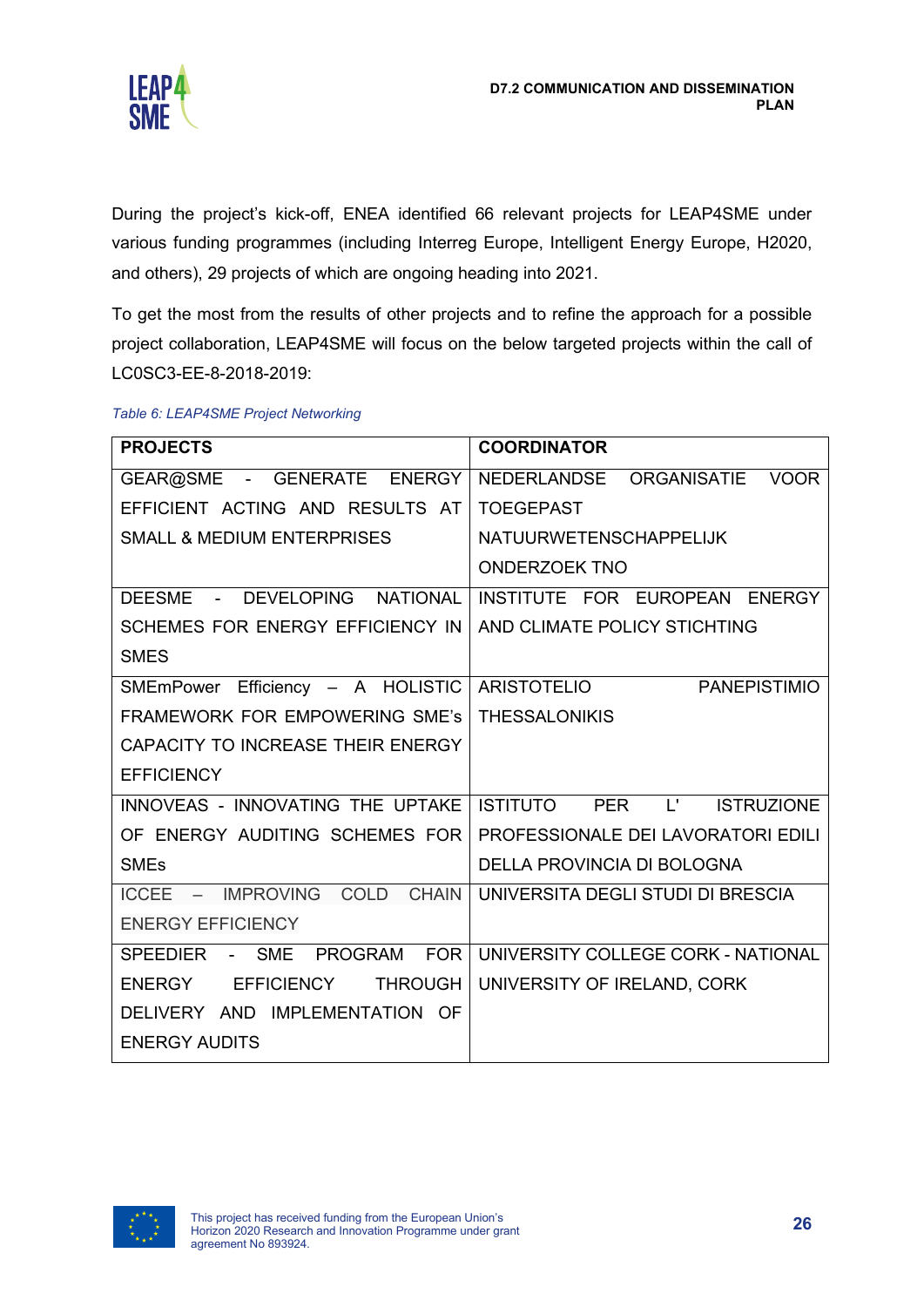During the project's kick-off, ENEA identified 66 relevant projects for LEAP4SME under various funding programmes (including Interreg Europe, Intelligent Energy Europe, H2020, and others), 29 projects of which are ongoing heading into 2021.

To get the most from the results of other projects and to refine the approach for a possible project collaboration, LEAP4SME will focus on the below targeted projects within the call of LC0SC3-EE-8-2018-2019:

*Table 6: LEAP4SME Project Networking*

| PROJECTS | COORDINATOR |
|---|---|
| GEAR@SME - GENERATE ENERGY EFFICIENT ACTING AND RESULTS AT SMALL & MEDIUM ENTERPRISES | NEDERLANDSE ORGANISATIE VOOR TOEGEPAST NATUURWETENSCHAPPELIJK ONDERZOEK TNO |
| DEESME - DEVELOPING NATIONAL SCHEMES FOR ENERGY EFFICIENCY IN SMES | INSTITUTE FOR EUROPEAN ENERGY AND CLIMATE POLICY STICHTING |
| SMEmPower Efficiency – A HOLISTIC FRAMEWORK FOR EMPOWERING SME's CAPACITY TO INCREASE THEIR ENERGY EFFICIENCY | ARISTOTELIO PANEPISTIMIO THESSALONIKIS |
| INNOVEAS - INNOVATING THE UPTAKE OF ENERGY AUDITING SCHEMES FOR SMEs | ISTITUTO PER L' ISTRUZIONE PROFESSIONALE DEI LAVORATORI EDILI DELLA PROVINCIA DI BOLOGNA |
| ICCEE – IMPROVING COLD CHAIN ENERGY EFFICIENCY | UNIVERSITA DEGLI STUDI DI BRESCIA |
| SPEEDIER - SME PROGRAM FOR ENERGY EFFICIENCY THROUGH DELIVERY AND IMPLEMENTATION OF ENERGY AUDITS | UNIVERSITY COLLEGE CORK - NATIONAL UNIVERSITY OF IRELAND, CORK |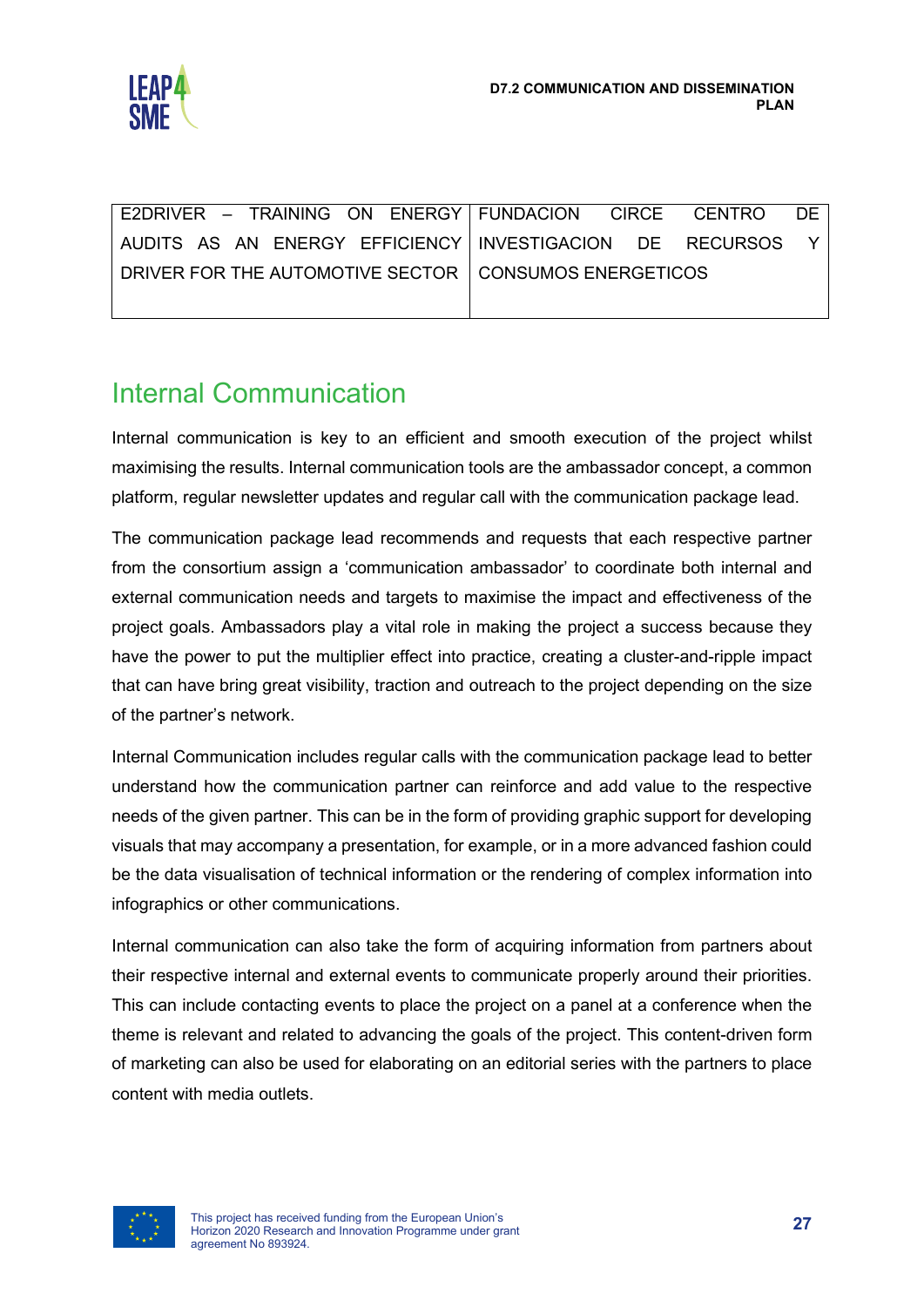| E2DRIVER – TRAINING ON ENERGY AUDITS AS AN ENERGY EFFICIENCY DRIVER FOR THE AUTOMOTIVE SECTOR | FUNDACION CIRCE CENTRO DE INVESTIGACION DE RECURSOS Y CONSUMOS ENERGETICOS |
|---|---|

## Internal Communication

Internal communication is key to an efficient and smooth execution of the project whilst maximising the results. Internal communication tools are the ambassador concept, a common platform, regular newsletter updates and regular call with the communication package lead.

The communication package lead recommends and requests that each respective partner from the consortium assign a 'communication ambassador' to coordinate both internal and external communication needs and targets to maximise the impact and effectiveness of the project goals. Ambassadors play a vital role in making the project a success because they have the power to put the multiplier effect into practice, creating a cluster-and-ripple impact that can have bring great visibility, traction and outreach to the project depending on the size of the partner's network.

Internal Communication includes regular calls with the communication package lead to better understand how the communication partner can reinforce and add value to the respective needs of the given partner. This can be in the form of providing graphic support for developing visuals that may accompany a presentation, for example, or in a more advanced fashion could be the data visualisation of technical information or the rendering of complex information into infographics or other communications.

Internal communication can also take the form of acquiring information from partners about their respective internal and external events to communicate properly around their priorities. This can include contacting events to place the project on a panel at a conference when the theme is relevant and related to advancing the goals of the project. This content-driven form of marketing can also be used for elaborating on an editorial series with the partners to place content with media outlets.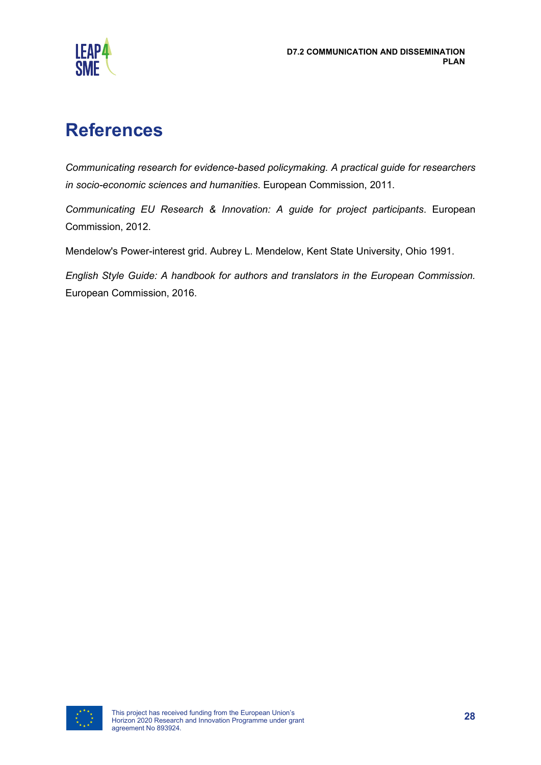# References

*Communicating research for evidence-based policymaking. A practical guide for researchers in socio-economic sciences and humanities*. European Commission, 2011.

*Communicating EU Research & Innovation: A guide for project participants*. European Commission, 2012.

Mendelow's Power-interest grid. Aubrey L. Mendelow, Kent State University, Ohio 1991.

*English Style Guide: A handbook for authors and translators in the European Commission.* European Commission, 2016.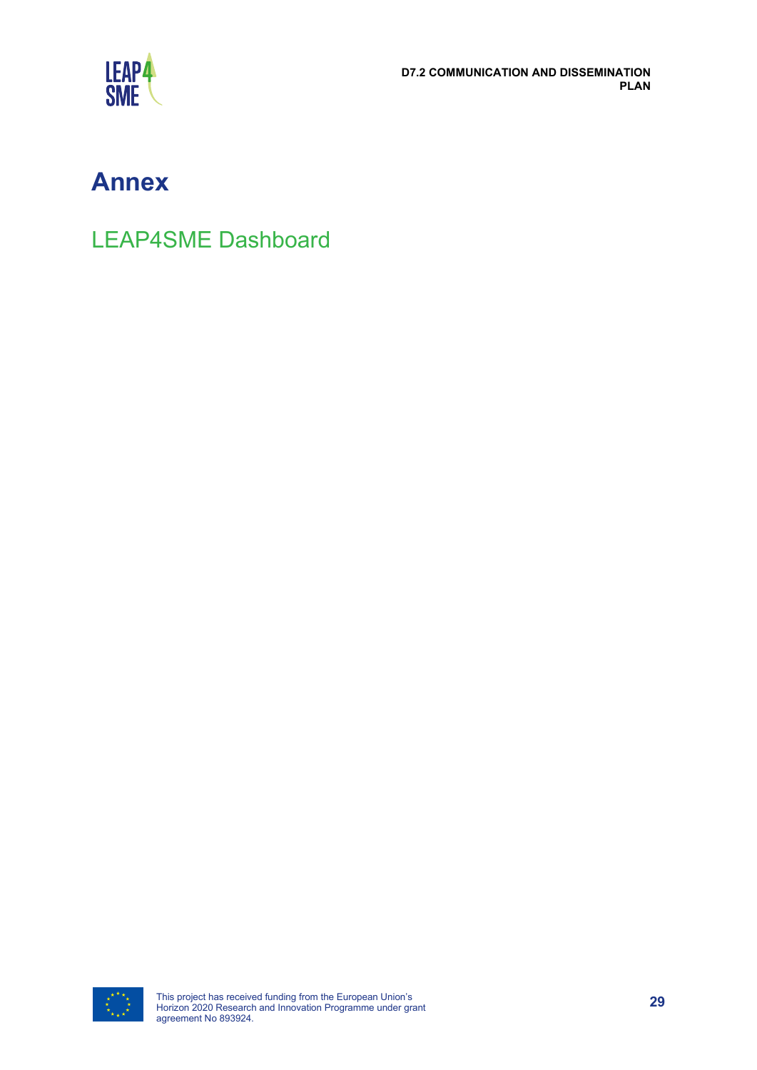# Annex

## LEAP4SME Dashboard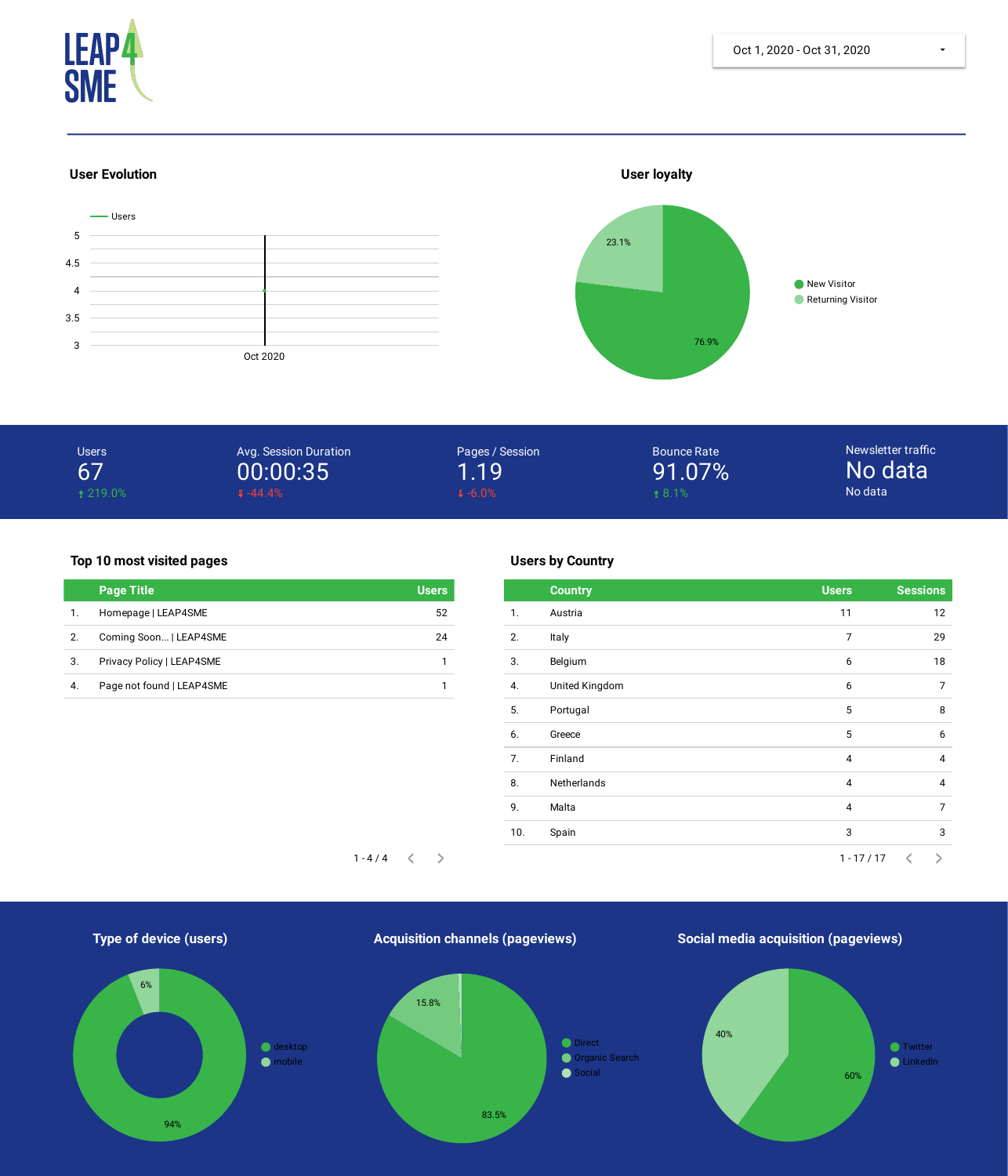LEAP4SME

Oct 1, 2020 - Oct 31, 2020

## User Evolution

Users

5
4.5
4
3.5
3

Oct 2020

## User loyalty

23.1%
76.9%

New Visitor
Returning Visitor

Users
67
219.0%

Avg. Session Duration
00:00:35
-44.4%

Pages / Session
1.19
-6.0%

Bounce Rate
91.07%
8.1%

Newsletter traffic
No data
No data

## Top 10 most visited pages

| | Page Title | Users |
|---|---|---|
| 1. | Homepage \| LEAP4SME | 52 |
| 2. | Coming Soon... \| LEAP4SME | 24 |
| 3. | Privacy Policy \| LEAP4SME | 1 |
| 4. | Page not found \| LEAP4SME | 1 |

1 - 4 / 4

## Users by Country

| | Country | Users | Sessions |
|---|---|---|---|
| 1. | Austria | 11 | 12 |
| 2. | Italy | 7 | 29 |
| 3. | Belgium | 6 | 18 |
| 4. | United Kingdom | 6 | 7 |
| 5. | Portugal | 5 | 8 |
| 6. | Greece | 5 | 6 |
| 7. | Finland | 4 | 4 |
| 8. | Netherlands | 4 | 4 |
| 9. | Malta | 4 | 7 |
| 10. | Spain | 3 | 3 |

1 - 17 / 17

## Type of device (users)

6%
94%

desktop
mobile

## Acquisition channels (pageviews)

15.8%
83.5%

Direct
Organic Search
Social

## Social media acquisition (pageviews)

40%
60%

Twitter
LinkedIn